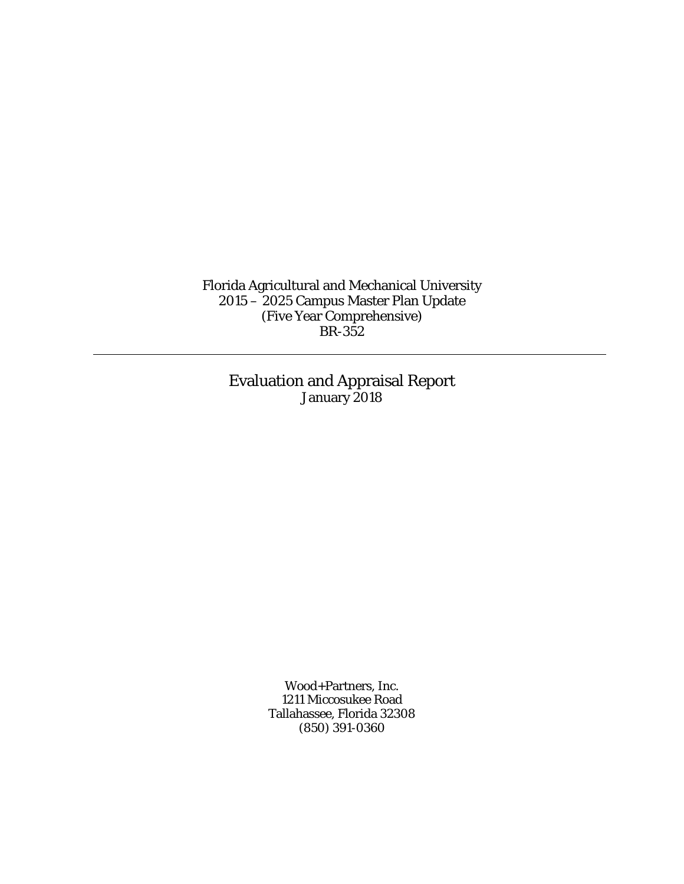Florida Agricultural and Mechanical University
2015 – 2025 Campus Master Plan Update
(Five Year Comprehensive)
BR-352

---

# Evaluation and Appraisal Report

January 2018

Wood+Partners, Inc.
1211 Miccosukee Road
Tallahassee, Florida 32308
(850) 391-0360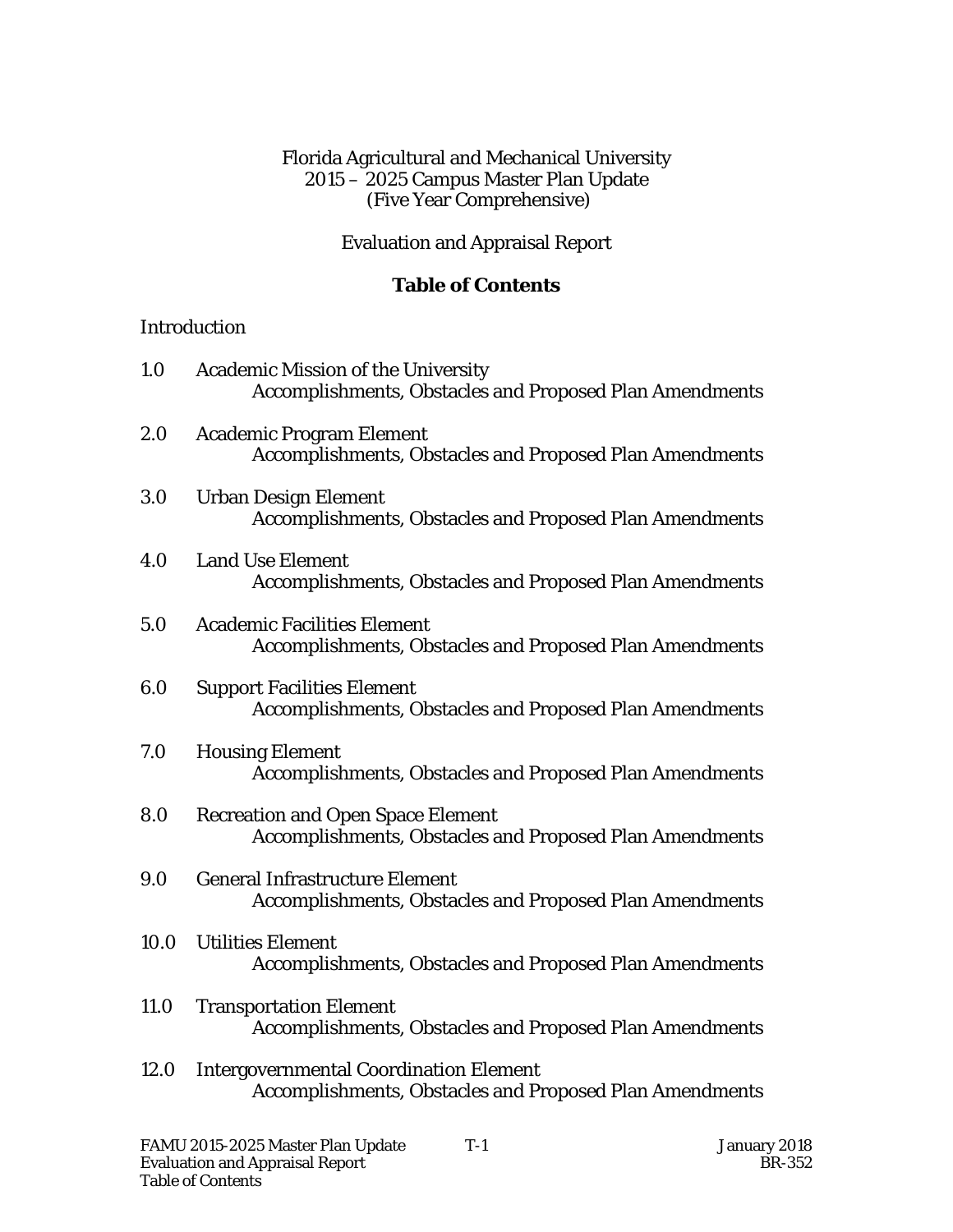Florida Agricultural and Mechanical University
2015 – 2025 Campus Master Plan Update
(Five Year Comprehensive)

Evaluation and Appraisal Report

## Table of Contents

Introduction

1.0 Academic Mission of the University
  Accomplishments, Obstacles and Proposed Plan Amendments

2.0 Academic Program Element
  Accomplishments, Obstacles and Proposed Plan Amendments

3.0 Urban Design Element
  Accomplishments, Obstacles and Proposed Plan Amendments

4.0 Land Use Element
  Accomplishments, Obstacles and Proposed Plan Amendments

5.0 Academic Facilities Element
  Accomplishments, Obstacles and Proposed Plan Amendments

6.0 Support Facilities Element
  Accomplishments, Obstacles and Proposed Plan Amendments

7.0 Housing Element
  Accomplishments, Obstacles and Proposed Plan Amendments

8.0 Recreation and Open Space Element
  Accomplishments, Obstacles and Proposed Plan Amendments

9.0 General Infrastructure Element
  Accomplishments, Obstacles and Proposed Plan Amendments

10.0 Utilities Element
  Accomplishments, Obstacles and Proposed Plan Amendments

11.0 Transportation Element
  Accomplishments, Obstacles and Proposed Plan Amendments

12.0 Intergovernmental Coordination Element
  Accomplishments, Obstacles and Proposed Plan Amendments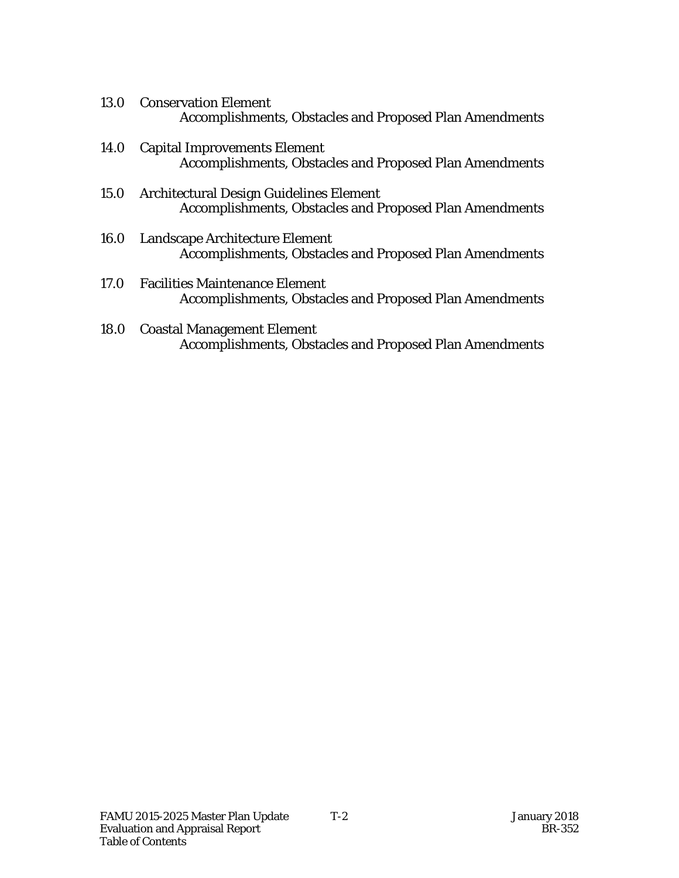13.0 Conservation Element
    Accomplishments, Obstacles and Proposed Plan Amendments

14.0 Capital Improvements Element
    Accomplishments, Obstacles and Proposed Plan Amendments

15.0 Architectural Design Guidelines Element
    Accomplishments, Obstacles and Proposed Plan Amendments

16.0 Landscape Architecture Element
    Accomplishments, Obstacles and Proposed Plan Amendments

17.0 Facilities Maintenance Element
    Accomplishments, Obstacles and Proposed Plan Amendments

18.0 Coastal Management Element
    Accomplishments, Obstacles and Proposed Plan Amendments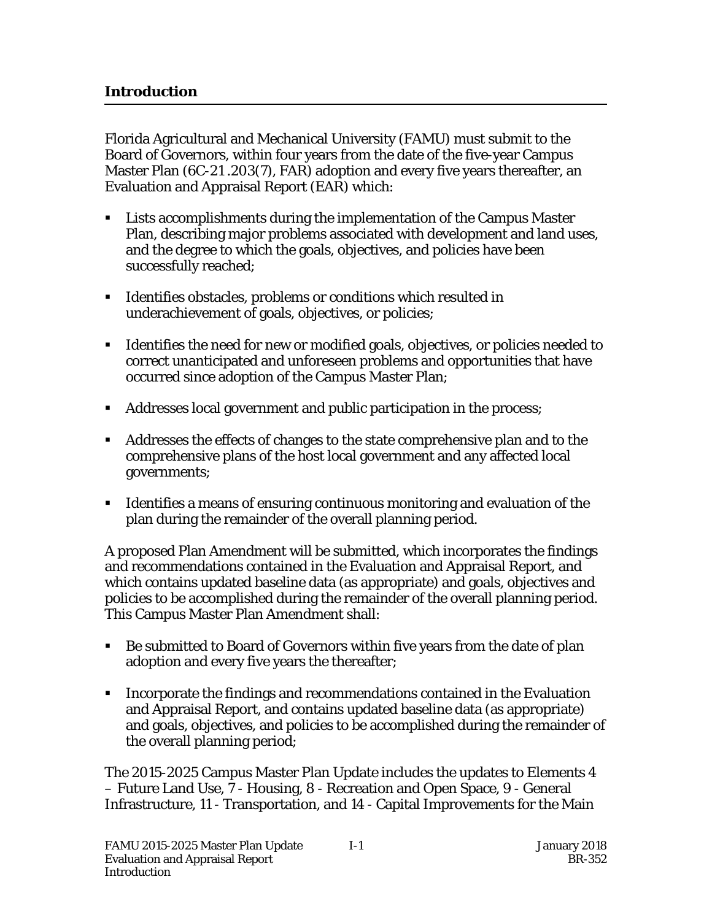## Introduction

Florida Agricultural and Mechanical University (FAMU) must submit to the Board of Governors, within four years from the date of the five-year Campus Master Plan (6C-21.203(7), FAR) adoption and every five years thereafter, an Evaluation and Appraisal Report (EAR) which:

- Lists accomplishments during the implementation of the Campus Master Plan, describing major problems associated with development and land uses, and the degree to which the goals, objectives, and policies have been successfully reached;
- Identifies obstacles, problems or conditions which resulted in underachievement of goals, objectives, or policies;
- Identifies the need for new or modified goals, objectives, or policies needed to correct unanticipated and unforeseen problems and opportunities that have occurred since adoption of the Campus Master Plan;
- Addresses local government and public participation in the process;
- Addresses the effects of changes to the state comprehensive plan and to the comprehensive plans of the host local government and any affected local governments;
- Identifies a means of ensuring continuous monitoring and evaluation of the plan during the remainder of the overall planning period.

A proposed Plan Amendment will be submitted, which incorporates the findings and recommendations contained in the Evaluation and Appraisal Report, and which contains updated baseline data (as appropriate) and goals, objectives and policies to be accomplished during the remainder of the overall planning period. This Campus Master Plan Amendment shall:

- Be submitted to Board of Governors within five years from the date of plan adoption and every five years the thereafter;
- Incorporate the findings and recommendations contained in the Evaluation and Appraisal Report, and contains updated baseline data (as appropriate) and goals, objectives, and policies to be accomplished during the remainder of the overall planning period;

The 2015-2025 Campus Master Plan Update includes the updates to Elements 4 – Future Land Use, 7 - Housing, 8 - Recreation and Open Space, 9 - General Infrastructure, 11 - Transportation, and 14 - Capital Improvements for the Main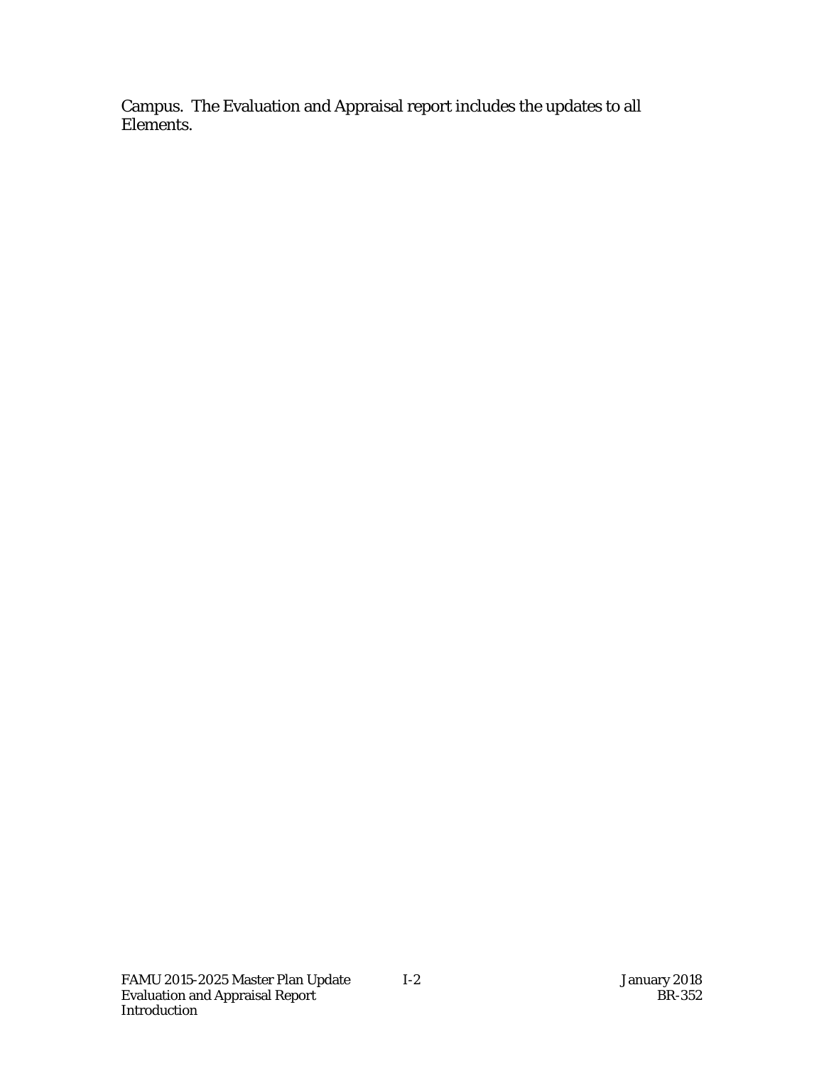Campus. The Evaluation and Appraisal report includes the updates to all Elements.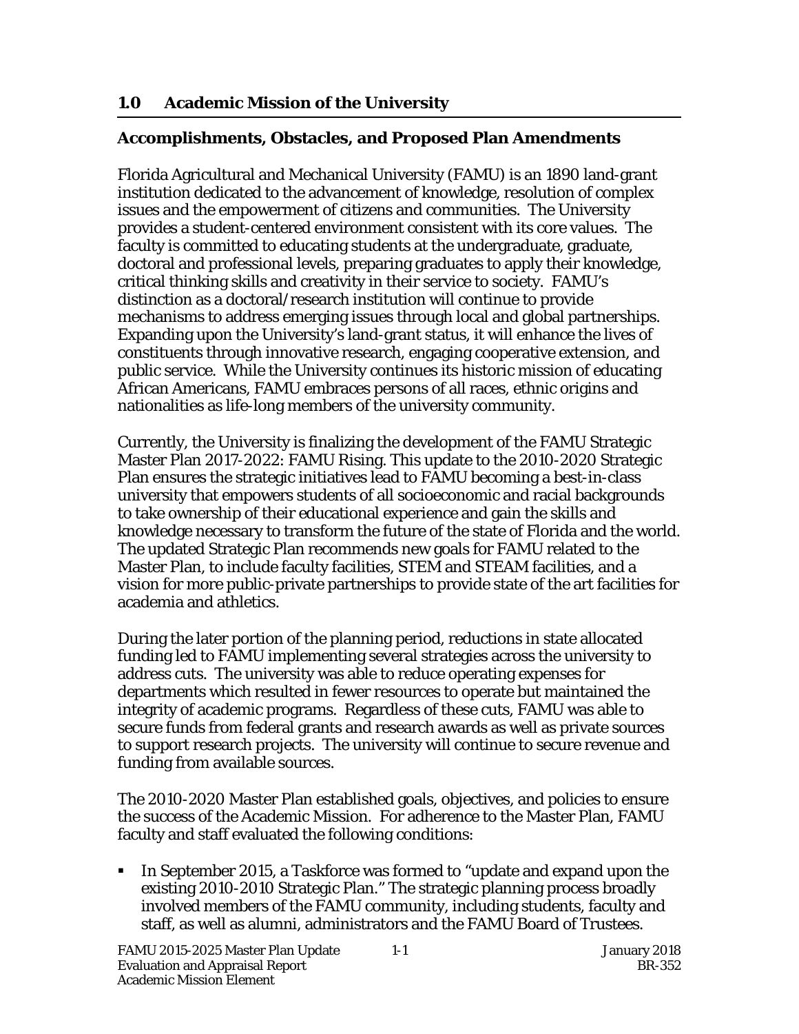## 1.0 Academic Mission of the University

### Accomplishments, Obstacles, and Proposed Plan Amendments

Florida Agricultural and Mechanical University (FAMU) is an 1890 land-grant institution dedicated to the advancement of knowledge, resolution of complex issues and the empowerment of citizens and communities. The University provides a student-centered environment consistent with its core values. The faculty is committed to educating students at the undergraduate, graduate, doctoral and professional levels, preparing graduates to apply their knowledge, critical thinking skills and creativity in their service to society. FAMU's distinction as a doctoral/research institution will continue to provide mechanisms to address emerging issues through local and global partnerships. Expanding upon the University's land-grant status, it will enhance the lives of constituents through innovative research, engaging cooperative extension, and public service. While the University continues its historic mission of educating African Americans, FAMU embraces persons of all races, ethnic origins and nationalities as life-long members of the university community.

Currently, the University is finalizing the development of the FAMU Strategic Master Plan 2017-2022: FAMU Rising. This update to the 2010-2020 Strategic Plan ensures the strategic initiatives lead to FAMU becoming a best-in-class university that empowers students of all socioeconomic and racial backgrounds to take ownership of their educational experience and gain the skills and knowledge necessary to transform the future of the state of Florida and the world. The updated Strategic Plan recommends new goals for FAMU related to the Master Plan, to include faculty facilities, STEM and STEAM facilities, and a vision for more public-private partnerships to provide state of the art facilities for academia and athletics.

During the later portion of the planning period, reductions in state allocated funding led to FAMU implementing several strategies across the university to address cuts. The university was able to reduce operating expenses for departments which resulted in fewer resources to operate but maintained the integrity of academic programs. Regardless of these cuts, FAMU was able to secure funds from federal grants and research awards as well as private sources to support research projects. The university will continue to secure revenue and funding from available sources.

The 2010-2020 Master Plan established goals, objectives, and policies to ensure the success of the Academic Mission. For adherence to the Master Plan, FAMU faculty and staff evaluated the following conditions:

- In September 2015, a Taskforce was formed to "update and expand upon the existing 2010-2010 Strategic Plan." The strategic planning process broadly involved members of the FAMU community, including students, faculty and staff, as well as alumni, administrators and the FAMU Board of Trustees.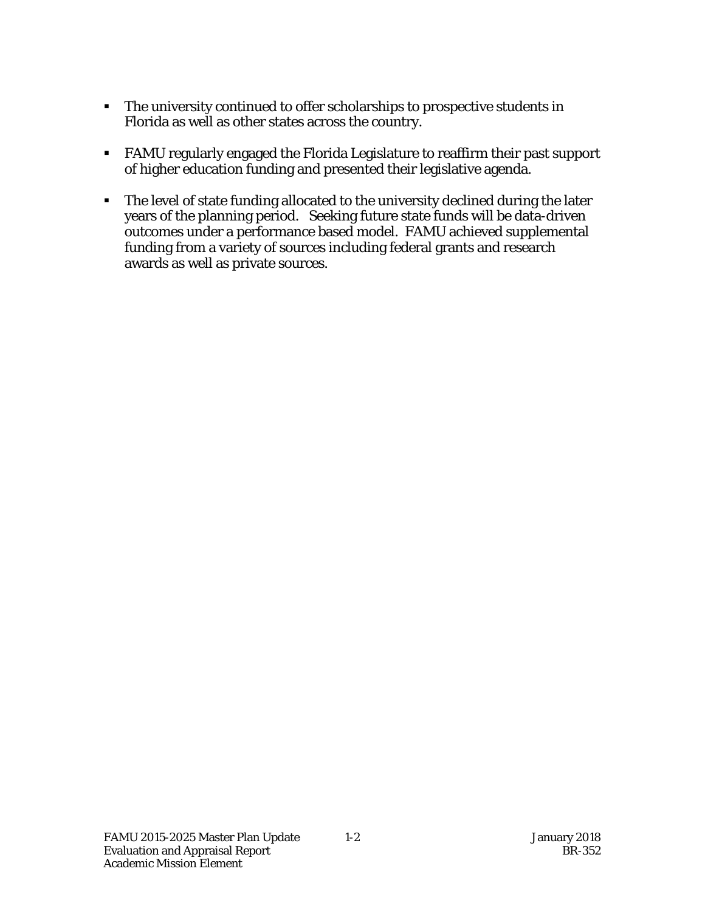- The university continued to offer scholarships to prospective students in Florida as well as other states across the country.

- FAMU regularly engaged the Florida Legislature to reaffirm their past support of higher education funding and presented their legislative agenda.

- The level of state funding allocated to the university declined during the later years of the planning period. Seeking future state funds will be data-driven outcomes under a performance based model. FAMU achieved supplemental funding from a variety of sources including federal grants and research awards as well as private sources.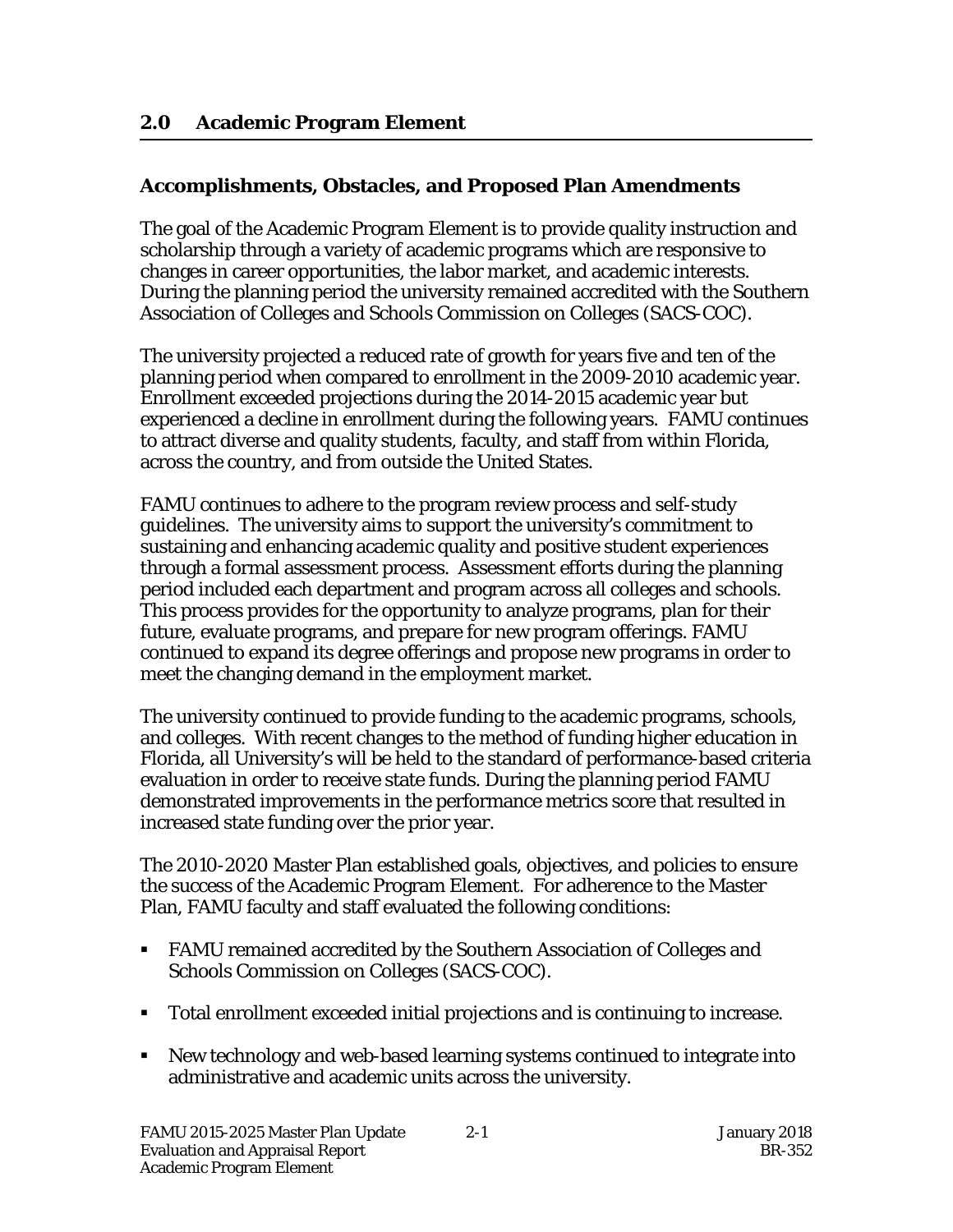## 2.0 Academic Program Element

### Accomplishments, Obstacles, and Proposed Plan Amendments

The goal of the Academic Program Element is to provide quality instruction and scholarship through a variety of academic programs which are responsive to changes in career opportunities, the labor market, and academic interests. During the planning period the university remained accredited with the Southern Association of Colleges and Schools Commission on Colleges (SACS-COC).

The university projected a reduced rate of growth for years five and ten of the planning period when compared to enrollment in the 2009-2010 academic year. Enrollment exceeded projections during the 2014-2015 academic year but experienced a decline in enrollment during the following years. FAMU continues to attract diverse and quality students, faculty, and staff from within Florida, across the country, and from outside the United States.

FAMU continues to adhere to the program review process and self-study guidelines. The university aims to support the university's commitment to sustaining and enhancing academic quality and positive student experiences through a formal assessment process. Assessment efforts during the planning period included each department and program across all colleges and schools. This process provides for the opportunity to analyze programs, plan for their future, evaluate programs, and prepare for new program offerings. FAMU continued to expand its degree offerings and propose new programs in order to meet the changing demand in the employment market.

The university continued to provide funding to the academic programs, schools, and colleges. With recent changes to the method of funding higher education in Florida, all University's will be held to the standard of performance-based criteria evaluation in order to receive state funds. During the planning period FAMU demonstrated improvements in the performance metrics score that resulted in increased state funding over the prior year.

The 2010-2020 Master Plan established goals, objectives, and policies to ensure the success of the Academic Program Element. For adherence to the Master Plan, FAMU faculty and staff evaluated the following conditions:

- FAMU remained accredited by the Southern Association of Colleges and Schools Commission on Colleges (SACS-COC).
- Total enrollment exceeded initial projections and is continuing to increase.
- New technology and web-based learning systems continued to integrate into administrative and academic units across the university.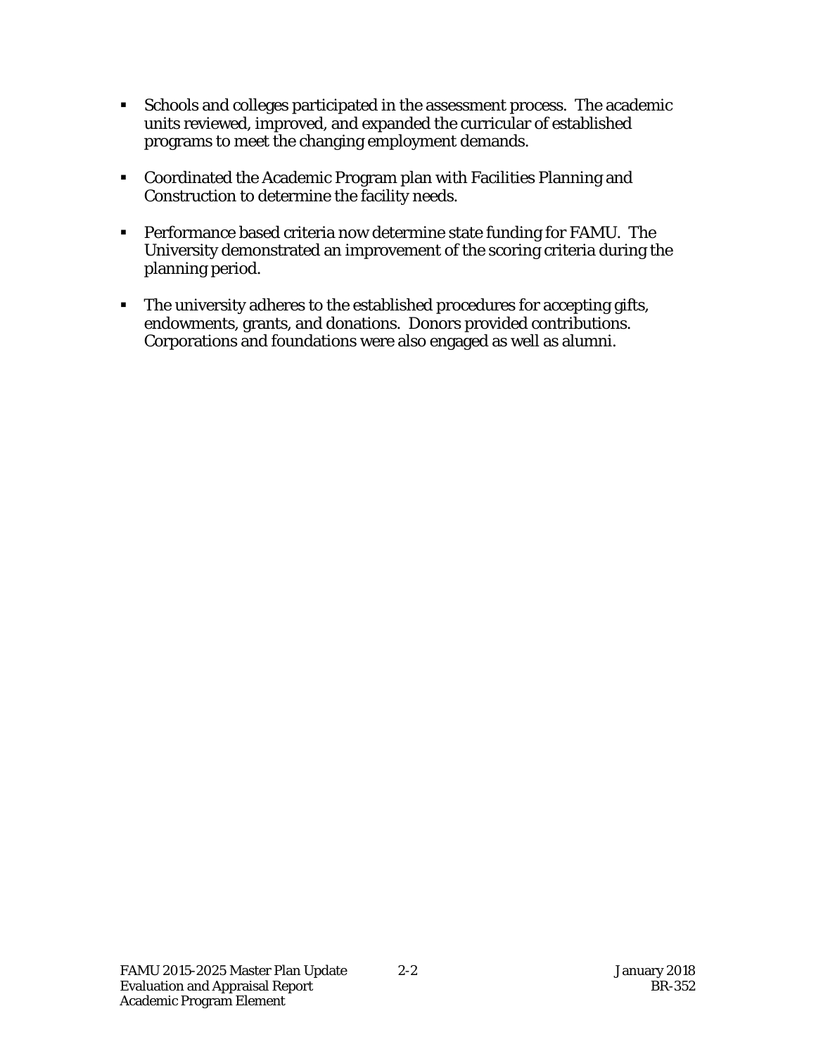- Schools and colleges participated in the assessment process. The academic units reviewed, improved, and expanded the curricular of established programs to meet the changing employment demands.

- Coordinated the Academic Program plan with Facilities Planning and Construction to determine the facility needs.

- Performance based criteria now determine state funding for FAMU. The University demonstrated an improvement of the scoring criteria during the planning period.

- The university adheres to the established procedures for accepting gifts, endowments, grants, and donations. Donors provided contributions. Corporations and foundations were also engaged as well as alumni.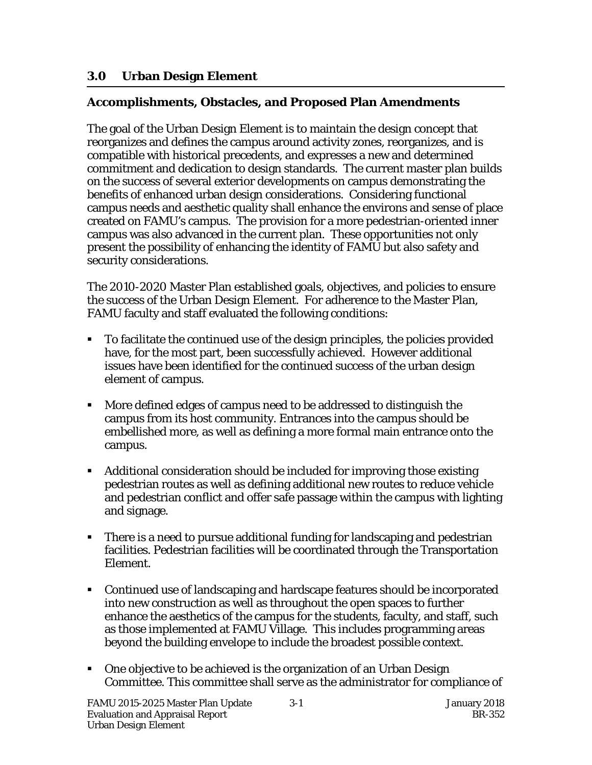## 3.0 Urban Design Element

### Accomplishments, Obstacles, and Proposed Plan Amendments

The goal of the Urban Design Element is to maintain the design concept that reorganizes and defines the campus around activity zones, reorganizes, and is compatible with historical precedents, and expresses a new and determined commitment and dedication to design standards. The current master plan builds on the success of several exterior developments on campus demonstrating the benefits of enhanced urban design considerations. Considering functional campus needs and aesthetic quality shall enhance the environs and sense of place created on FAMU's campus. The provision for a more pedestrian-oriented inner campus was also advanced in the current plan. These opportunities not only present the possibility of enhancing the identity of FAMU but also safety and security considerations.

The 2010-2020 Master Plan established goals, objectives, and policies to ensure the success of the Urban Design Element. For adherence to the Master Plan, FAMU faculty and staff evaluated the following conditions:

- To facilitate the continued use of the design principles, the policies provided have, for the most part, been successfully achieved. However additional issues have been identified for the continued success of the urban design element of campus.
- More defined edges of campus need to be addressed to distinguish the campus from its host community. Entrances into the campus should be embellished more, as well as defining a more formal main entrance onto the campus.
- Additional consideration should be included for improving those existing pedestrian routes as well as defining additional new routes to reduce vehicle and pedestrian conflict and offer safe passage within the campus with lighting and signage.
- There is a need to pursue additional funding for landscaping and pedestrian facilities. Pedestrian facilities will be coordinated through the Transportation Element.
- Continued use of landscaping and hardscape features should be incorporated into new construction as well as throughout the open spaces to further enhance the aesthetics of the campus for the students, faculty, and staff, such as those implemented at FAMU Village. This includes programming areas beyond the building envelope to include the broadest possible context.
- One objective to be achieved is the organization of an Urban Design Committee. This committee shall serve as the administrator for compliance of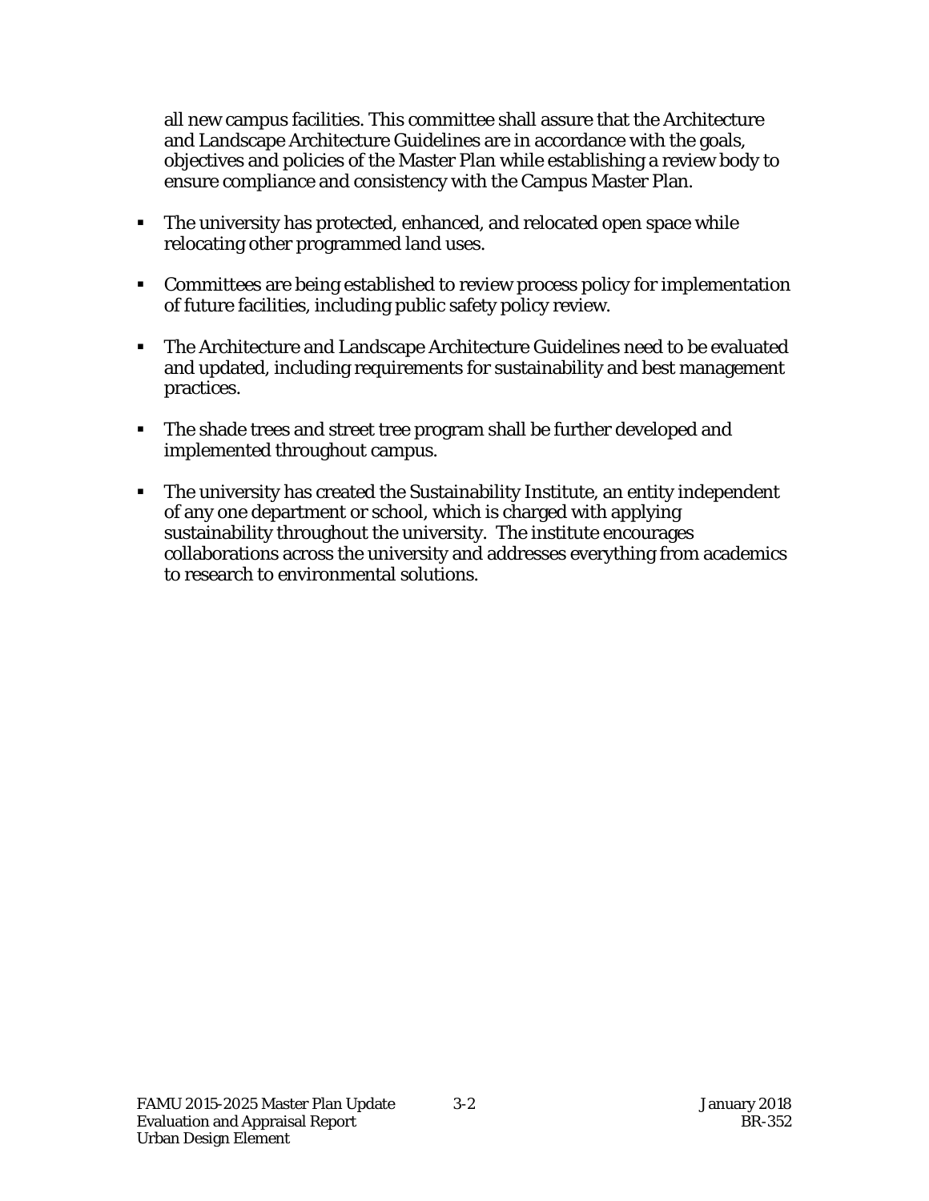all new campus facilities. This committee shall assure that the Architecture and Landscape Architecture Guidelines are in accordance with the goals, objectives and policies of the Master Plan while establishing a review body to ensure compliance and consistency with the Campus Master Plan.

- The university has protected, enhanced, and relocated open space while relocating other programmed land uses.

- Committees are being established to review process policy for implementation of future facilities, including public safety policy review.

- The Architecture and Landscape Architecture Guidelines need to be evaluated and updated, including requirements for sustainability and best management practices.

- The shade trees and street tree program shall be further developed and implemented throughout campus.

- The university has created the Sustainability Institute, an entity independent of any one department or school, which is charged with applying sustainability throughout the university. The institute encourages collaborations across the university and addresses everything from academics to research to environmental solutions.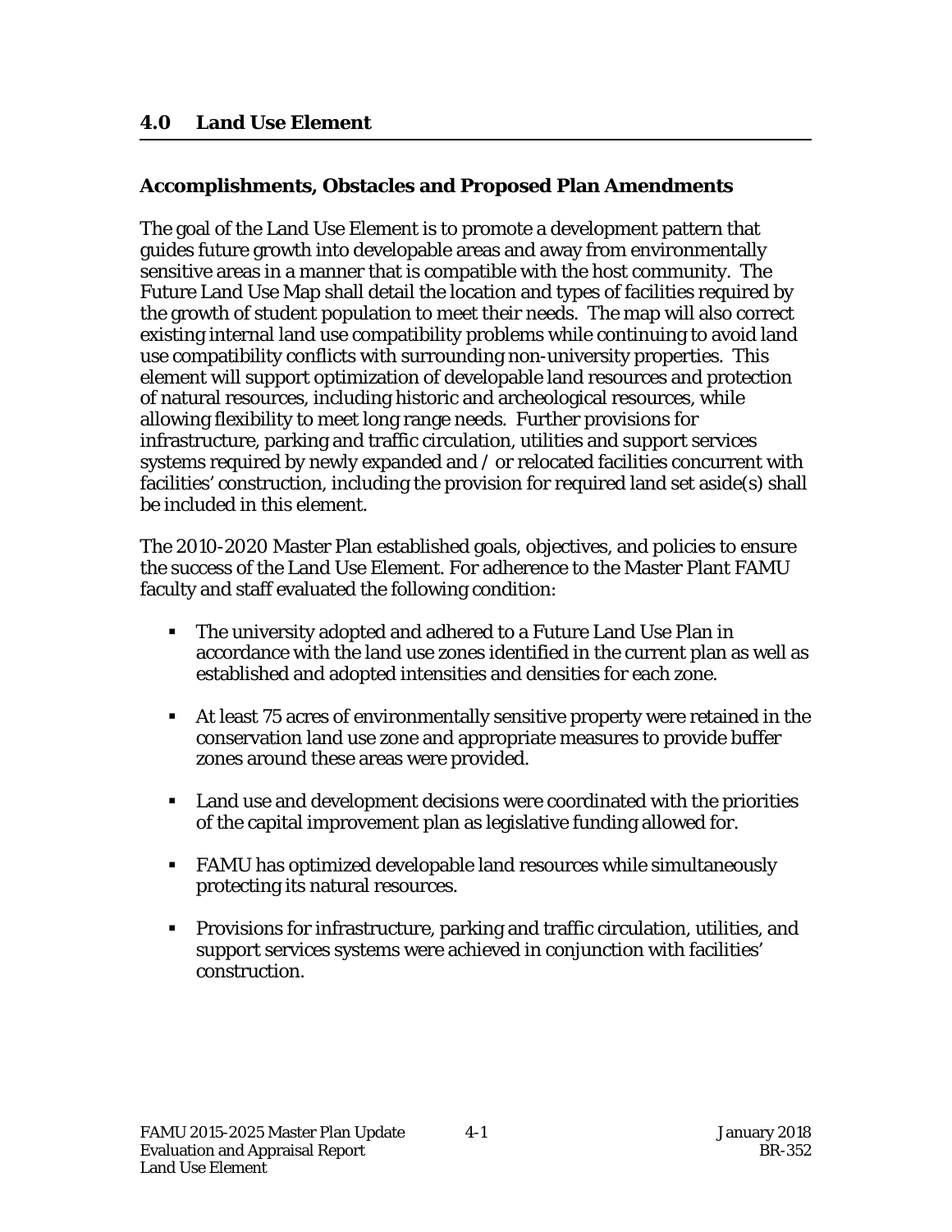# 4.0 Land Use Element

## Accomplishments, Obstacles and Proposed Plan Amendments

The goal of the Land Use Element is to promote a development pattern that guides future growth into developable areas and away from environmentally sensitive areas in a manner that is compatible with the host community. The Future Land Use Map shall detail the location and types of facilities required by the growth of student population to meet their needs. The map will also correct existing internal land use compatibility problems while continuing to avoid land use compatibility conflicts with surrounding non-university properties. This element will support optimization of developable land resources and protection of natural resources, including historic and archeological resources, while allowing flexibility to meet long range needs. Further provisions for infrastructure, parking and traffic circulation, utilities and support services systems required by newly expanded and / or relocated facilities concurrent with facilities' construction, including the provision for required land set aside(s) shall be included in this element.

The 2010-2020 Master Plan established goals, objectives, and policies to ensure the success of the Land Use Element. For adherence to the Master Plant FAMU faculty and staff evaluated the following condition:

- The university adopted and adhered to a Future Land Use Plan in accordance with the land use zones identified in the current plan as well as established and adopted intensities and densities for each zone.
- At least 75 acres of environmentally sensitive property were retained in the conservation land use zone and appropriate measures to provide buffer zones around these areas were provided.
- Land use and development decisions were coordinated with the priorities of the capital improvement plan as legislative funding allowed for.
- FAMU has optimized developable land resources while simultaneously protecting its natural resources.
- Provisions for infrastructure, parking and traffic circulation, utilities, and support services systems were achieved in conjunction with facilities' construction.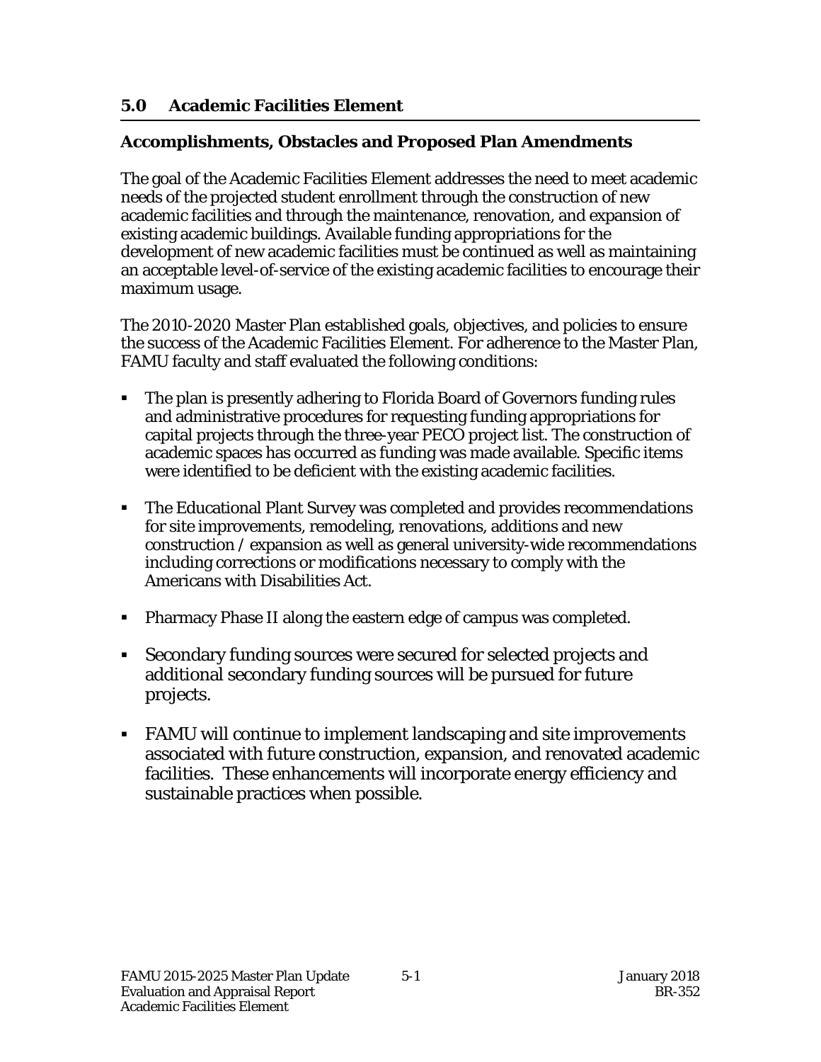## 5.0 Academic Facilities Element

### Accomplishments, Obstacles and Proposed Plan Amendments

The goal of the Academic Facilities Element addresses the need to meet academic needs of the projected student enrollment through the construction of new academic facilities and through the maintenance, renovation, and expansion of existing academic buildings. Available funding appropriations for the development of new academic facilities must be continued as well as maintaining an acceptable level-of-service of the existing academic facilities to encourage their maximum usage.

The 2010-2020 Master Plan established goals, objectives, and policies to ensure the success of the Academic Facilities Element. For adherence to the Master Plan, FAMU faculty and staff evaluated the following conditions:

- The plan is presently adhering to Florida Board of Governors funding rules and administrative procedures for requesting funding appropriations for capital projects through the three-year PECO project list. The construction of academic spaces has occurred as funding was made available. Specific items were identified to be deficient with the existing academic facilities.
- The Educational Plant Survey was completed and provides recommendations for site improvements, remodeling, renovations, additions and new construction / expansion as well as general university-wide recommendations including corrections or modifications necessary to comply with the Americans with Disabilities Act.
- Pharmacy Phase II along the eastern edge of campus was completed.
- Secondary funding sources were secured for selected projects and additional secondary funding sources will be pursued for future projects.
- FAMU will continue to implement landscaping and site improvements associated with future construction, expansion, and renovated academic facilities. These enhancements will incorporate energy efficiency and sustainable practices when possible.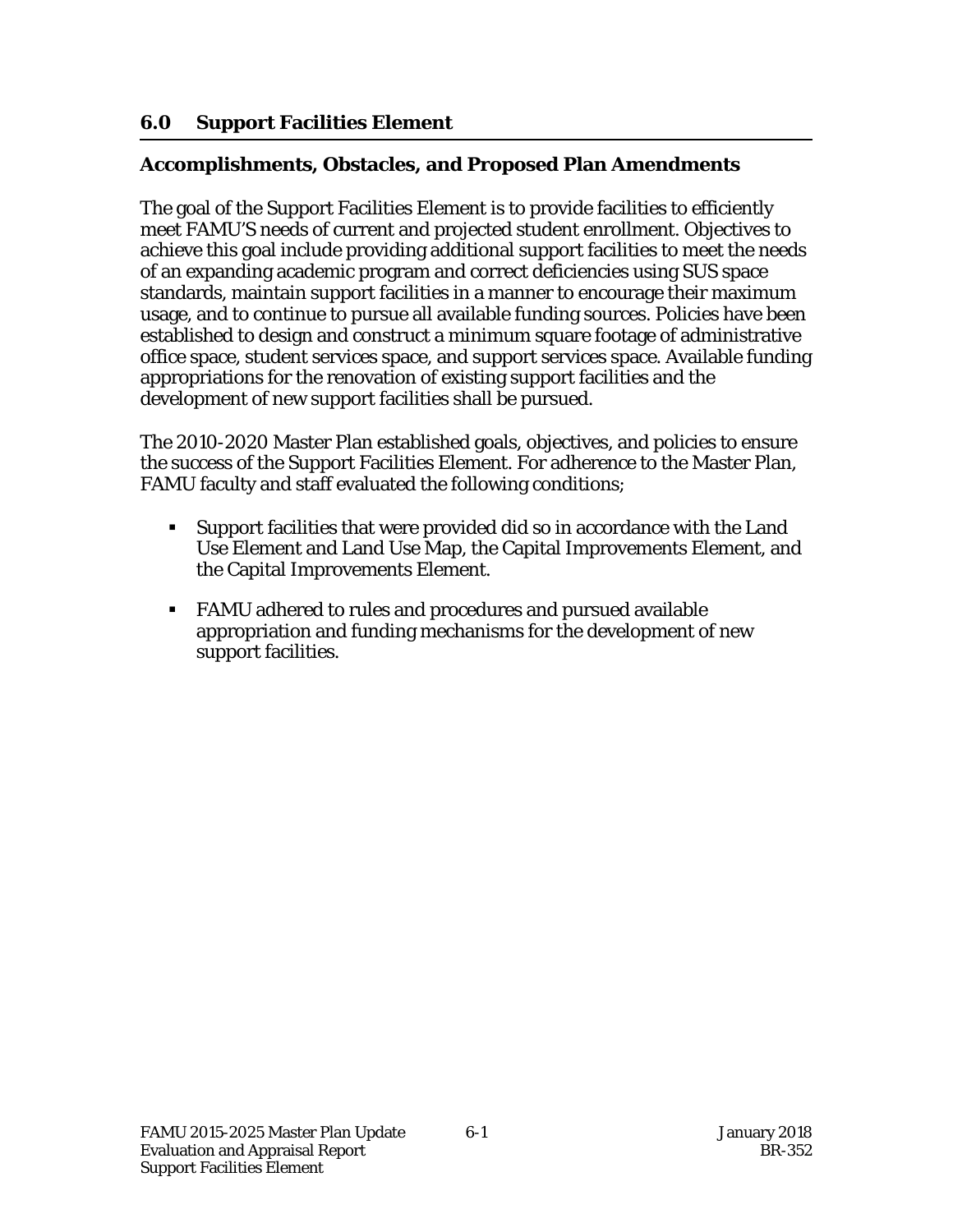## 6.0 Support Facilities Element

### Accomplishments, Obstacles, and Proposed Plan Amendments

The goal of the Support Facilities Element is to provide facilities to efficiently meet FAMU'S needs of current and projected student enrollment. Objectives to achieve this goal include providing additional support facilities to meet the needs of an expanding academic program and correct deficiencies using SUS space standards, maintain support facilities in a manner to encourage their maximum usage, and to continue to pursue all available funding sources. Policies have been established to design and construct a minimum square footage of administrative office space, student services space, and support services space. Available funding appropriations for the renovation of existing support facilities and the development of new support facilities shall be pursued.

The 2010-2020 Master Plan established goals, objectives, and policies to ensure the success of the Support Facilities Element. For adherence to the Master Plan, FAMU faculty and staff evaluated the following conditions;

- Support facilities that were provided did so in accordance with the Land Use Element and Land Use Map, the Capital Improvements Element, and the Capital Improvements Element.
- FAMU adhered to rules and procedures and pursued available appropriation and funding mechanisms for the development of new support facilities.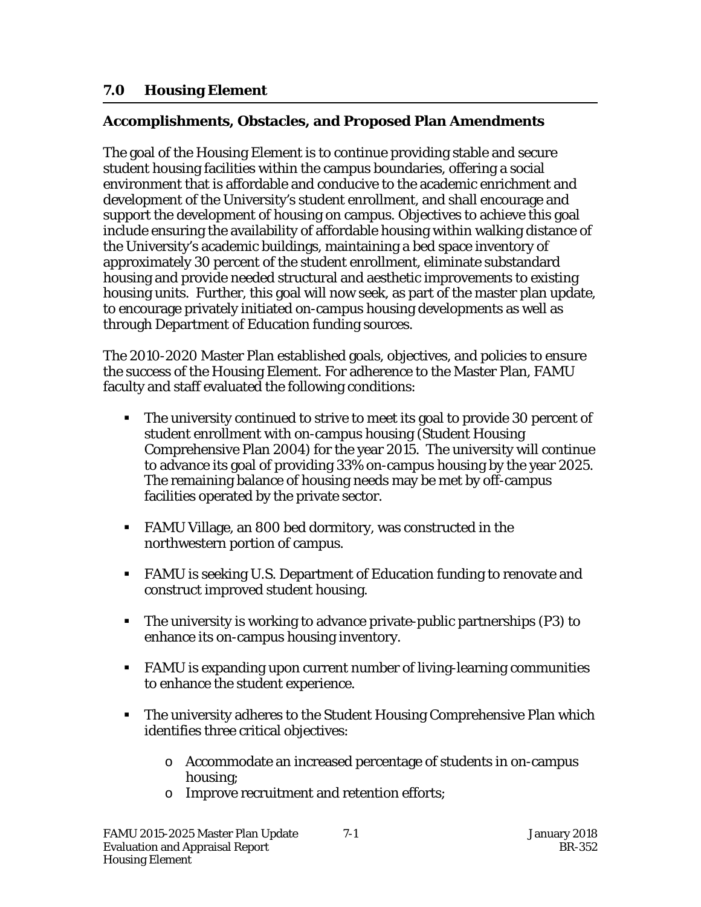## 7.0 Housing Element

### Accomplishments, Obstacles, and Proposed Plan Amendments

The goal of the Housing Element is to continue providing stable and secure student housing facilities within the campus boundaries, offering a social environment that is affordable and conducive to the academic enrichment and development of the University's student enrollment, and shall encourage and support the development of housing on campus. Objectives to achieve this goal include ensuring the availability of affordable housing within walking distance of the University's academic buildings, maintaining a bed space inventory of approximately 30 percent of the student enrollment, eliminate substandard housing and provide needed structural and aesthetic improvements to existing housing units. Further, this goal will now seek, as part of the master plan update, to encourage privately initiated on-campus housing developments as well as through Department of Education funding sources.

The 2010-2020 Master Plan established goals, objectives, and policies to ensure the success of the Housing Element. For adherence to the Master Plan, FAMU faculty and staff evaluated the following conditions:

- The university continued to strive to meet its goal to provide 30 percent of student enrollment with on-campus housing (Student Housing Comprehensive Plan 2004) for the year 2015. The university will continue to advance its goal of providing 33% on-campus housing by the year 2025. The remaining balance of housing needs may be met by off-campus facilities operated by the private sector.
- FAMU Village, an 800 bed dormitory, was constructed in the northwestern portion of campus.
- FAMU is seeking U.S. Department of Education funding to renovate and construct improved student housing.
- The university is working to advance private-public partnerships (P3) to enhance its on-campus housing inventory.
- FAMU is expanding upon current number of living-learning communities to enhance the student experience.
- The university adheres to the Student Housing Comprehensive Plan which identifies three critical objectives:
    - Accommodate an increased percentage of students in on-campus housing;
    - Improve recruitment and retention efforts;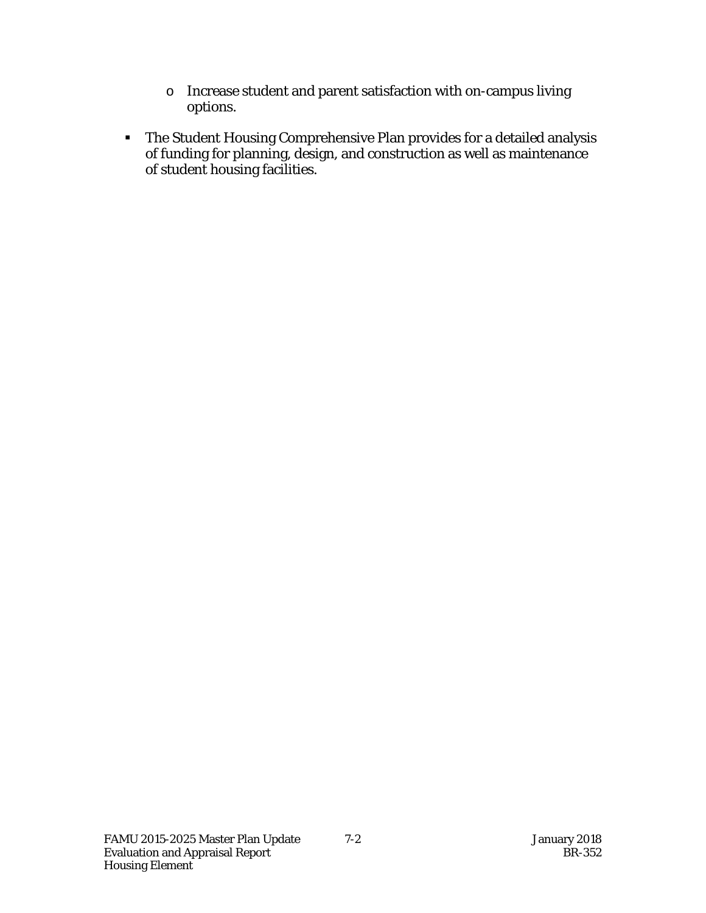- Increase student and parent satisfaction with on-campus living options.

- The Student Housing Comprehensive Plan provides for a detailed analysis of funding for planning, design, and construction as well as maintenance of student housing facilities.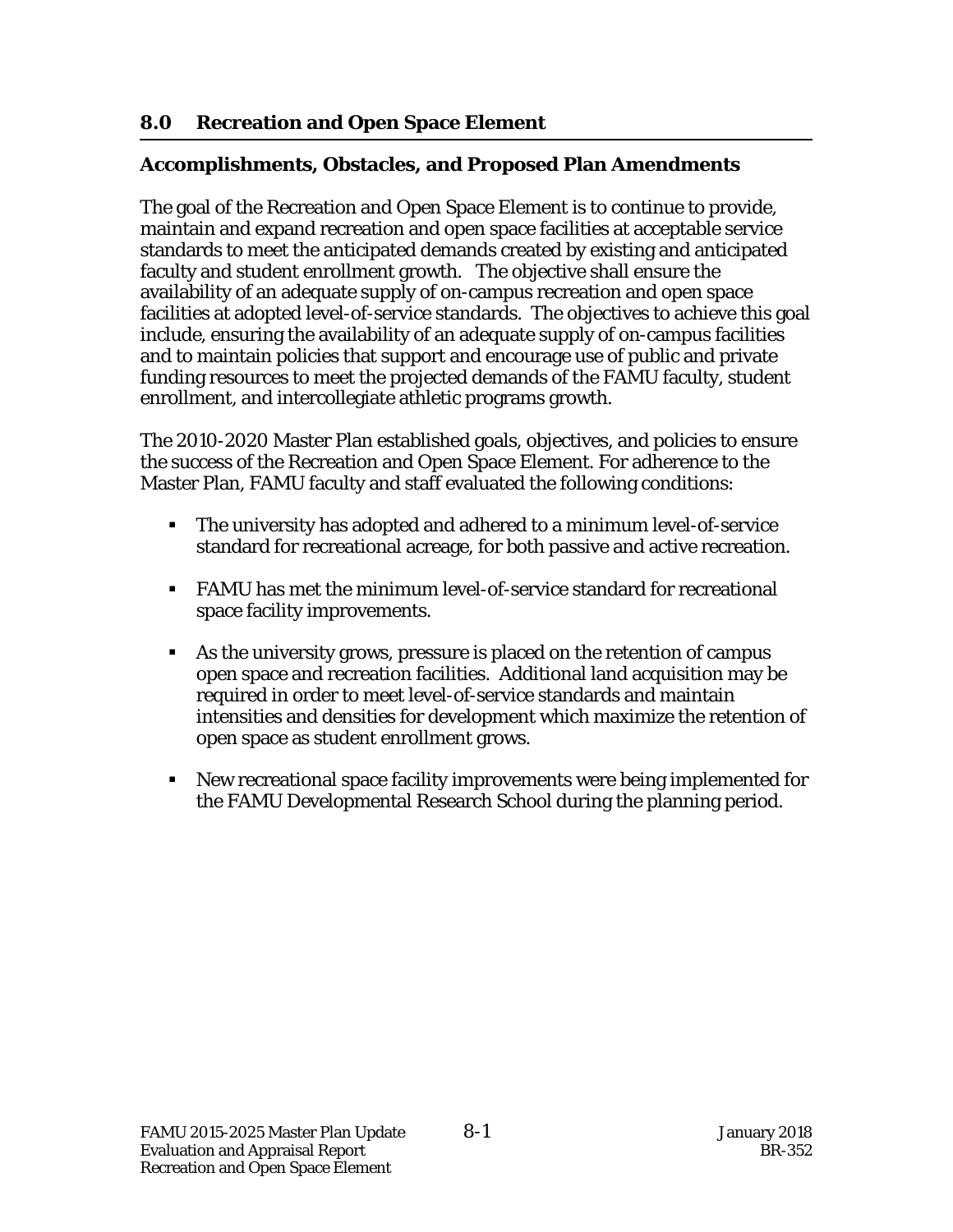## 8.0 Recreation and Open Space Element

### Accomplishments, Obstacles, and Proposed Plan Amendments

The goal of the Recreation and Open Space Element is to continue to provide, maintain and expand recreation and open space facilities at acceptable service standards to meet the anticipated demands created by existing and anticipated faculty and student enrollment growth. The objective shall ensure the availability of an adequate supply of on-campus recreation and open space facilities at adopted level-of-service standards. The objectives to achieve this goal include, ensuring the availability of an adequate supply of on-campus facilities and to maintain policies that support and encourage use of public and private funding resources to meet the projected demands of the FAMU faculty, student enrollment, and intercollegiate athletic programs growth.

The 2010-2020 Master Plan established goals, objectives, and policies to ensure the success of the Recreation and Open Space Element. For adherence to the Master Plan, FAMU faculty and staff evaluated the following conditions:

- The university has adopted and adhered to a minimum level-of-service standard for recreational acreage, for both passive and active recreation.
- FAMU has met the minimum level-of-service standard for recreational space facility improvements.
- As the university grows, pressure is placed on the retention of campus open space and recreation facilities. Additional land acquisition may be required in order to meet level-of-service standards and maintain intensities and densities for development which maximize the retention of open space as student enrollment grows.
- New recreational space facility improvements were being implemented for the FAMU Developmental Research School during the planning period.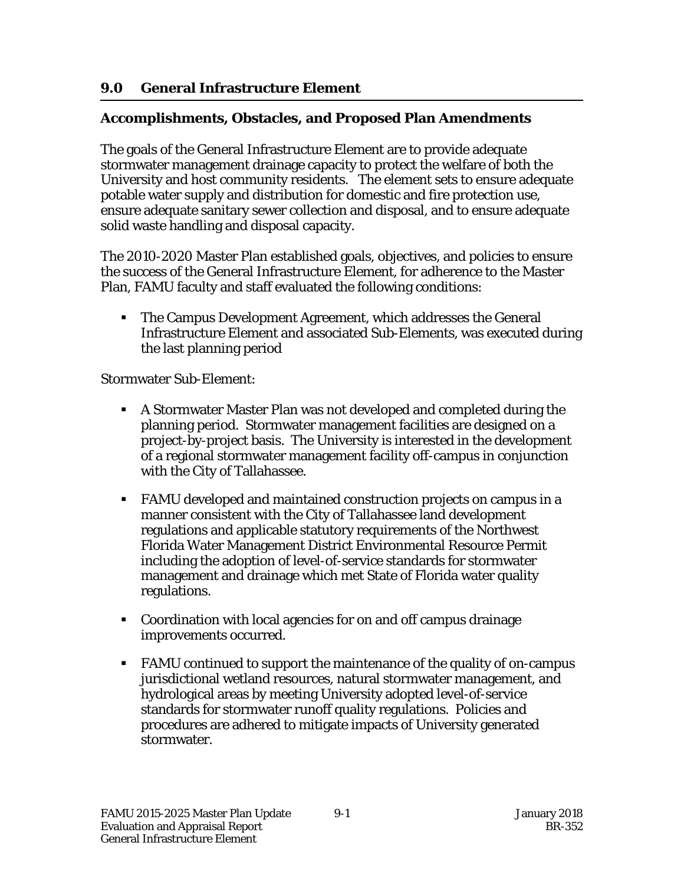## 9.0 General Infrastructure Element

### Accomplishments, Obstacles, and Proposed Plan Amendments

The goals of the General Infrastructure Element are to provide adequate stormwater management drainage capacity to protect the welfare of both the University and host community residents. The element sets to ensure adequate potable water supply and distribution for domestic and fire protection use, ensure adequate sanitary sewer collection and disposal, and to ensure adequate solid waste handling and disposal capacity.

The 2010-2020 Master Plan established goals, objectives, and policies to ensure the success of the General Infrastructure Element, for adherence to the Master Plan, FAMU faculty and staff evaluated the following conditions:

- The Campus Development Agreement, which addresses the General Infrastructure Element and associated Sub-Elements, was executed during the last planning period

Stormwater Sub-Element:

- A Stormwater Master Plan was not developed and completed during the planning period. Stormwater management facilities are designed on a project-by-project basis. The University is interested in the development of a regional stormwater management facility off-campus in conjunction with the City of Tallahassee.
- FAMU developed and maintained construction projects on campus in a manner consistent with the City of Tallahassee land development regulations and applicable statutory requirements of the Northwest Florida Water Management District Environmental Resource Permit including the adoption of level-of-service standards for stormwater management and drainage which met State of Florida water quality regulations.
- Coordination with local agencies for on and off campus drainage improvements occurred.
- FAMU continued to support the maintenance of the quality of on-campus jurisdictional wetland resources, natural stormwater management, and hydrological areas by meeting University adopted level-of-service standards for stormwater runoff quality regulations. Policies and procedures are adhered to mitigate impacts of University generated stormwater.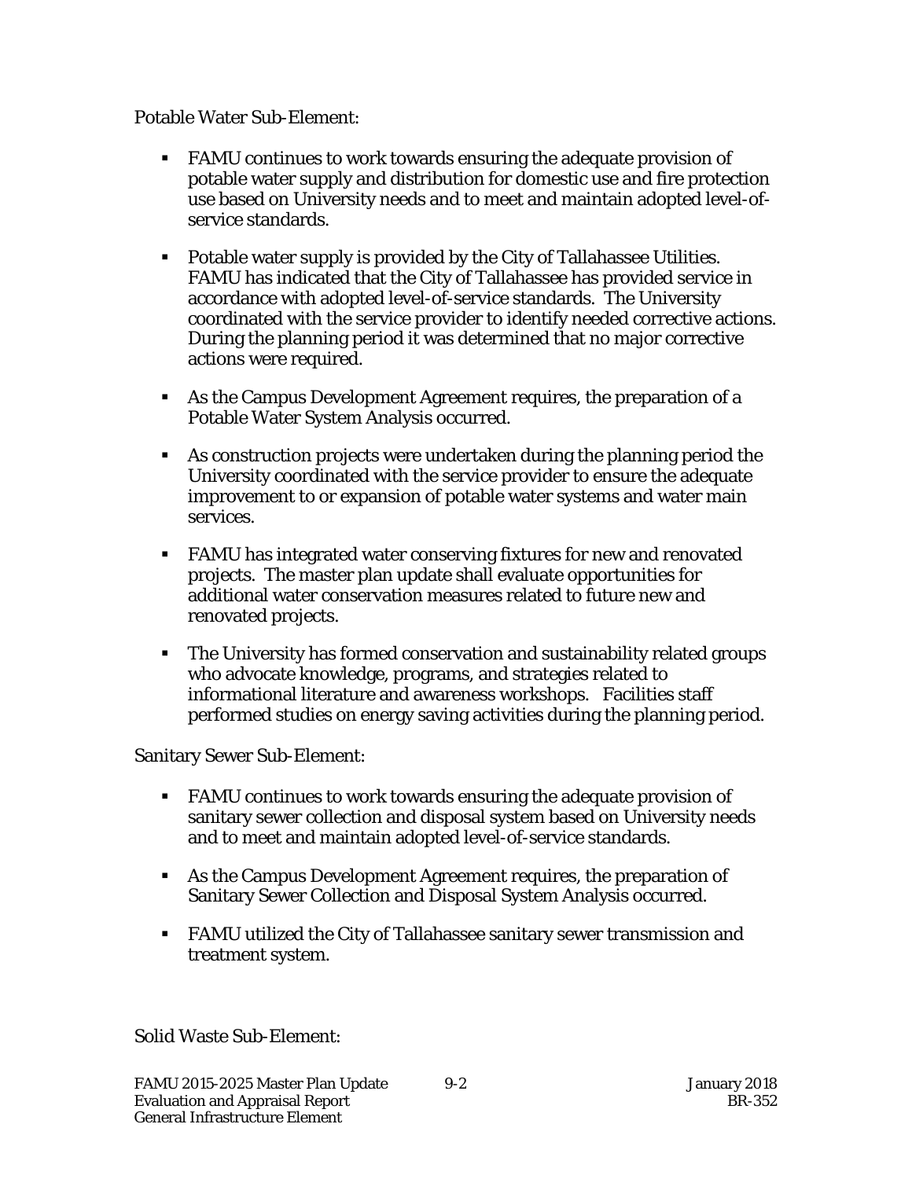Potable Water Sub-Element:

- FAMU continues to work towards ensuring the adequate provision of potable water supply and distribution for domestic use and fire protection use based on University needs and to meet and maintain adopted level-of-service standards.
- Potable water supply is provided by the City of Tallahassee Utilities. FAMU has indicated that the City of Tallahassee has provided service in accordance with adopted level-of-service standards. The University coordinated with the service provider to identify needed corrective actions. During the planning period it was determined that no major corrective actions were required.
- As the Campus Development Agreement requires, the preparation of a Potable Water System Analysis occurred.
- As construction projects were undertaken during the planning period the University coordinated with the service provider to ensure the adequate improvement to or expansion of potable water systems and water main services.
- FAMU has integrated water conserving fixtures for new and renovated projects. The master plan update shall evaluate opportunities for additional water conservation measures related to future new and renovated projects.
- The University has formed conservation and sustainability related groups who advocate knowledge, programs, and strategies related to informational literature and awareness workshops. Facilities staff performed studies on energy saving activities during the planning period.

Sanitary Sewer Sub-Element:

- FAMU continues to work towards ensuring the adequate provision of sanitary sewer collection and disposal system based on University needs and to meet and maintain adopted level-of-service standards.
- As the Campus Development Agreement requires, the preparation of Sanitary Sewer Collection and Disposal System Analysis occurred.
- FAMU utilized the City of Tallahassee sanitary sewer transmission and treatment system.

Solid Waste Sub-Element: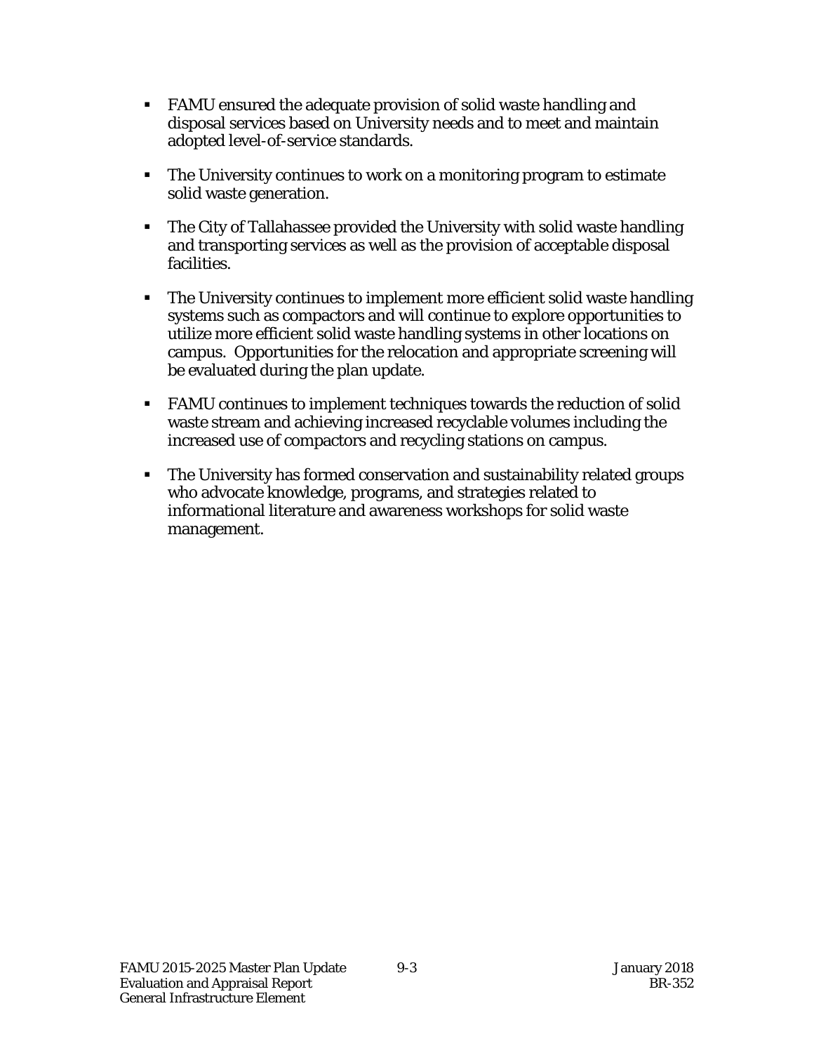- FAMU ensured the adequate provision of solid waste handling and disposal services based on University needs and to meet and maintain adopted level-of-service standards.

- The University continues to work on a monitoring program to estimate solid waste generation.

- The City of Tallahassee provided the University with solid waste handling and transporting services as well as the provision of acceptable disposal facilities.

- The University continues to implement more efficient solid waste handling systems such as compactors and will continue to explore opportunities to utilize more efficient solid waste handling systems in other locations on campus. Opportunities for the relocation and appropriate screening will be evaluated during the plan update.

- FAMU continues to implement techniques towards the reduction of solid waste stream and achieving increased recyclable volumes including the increased use of compactors and recycling stations on campus.

- The University has formed conservation and sustainability related groups who advocate knowledge, programs, and strategies related to informational literature and awareness workshops for solid waste management.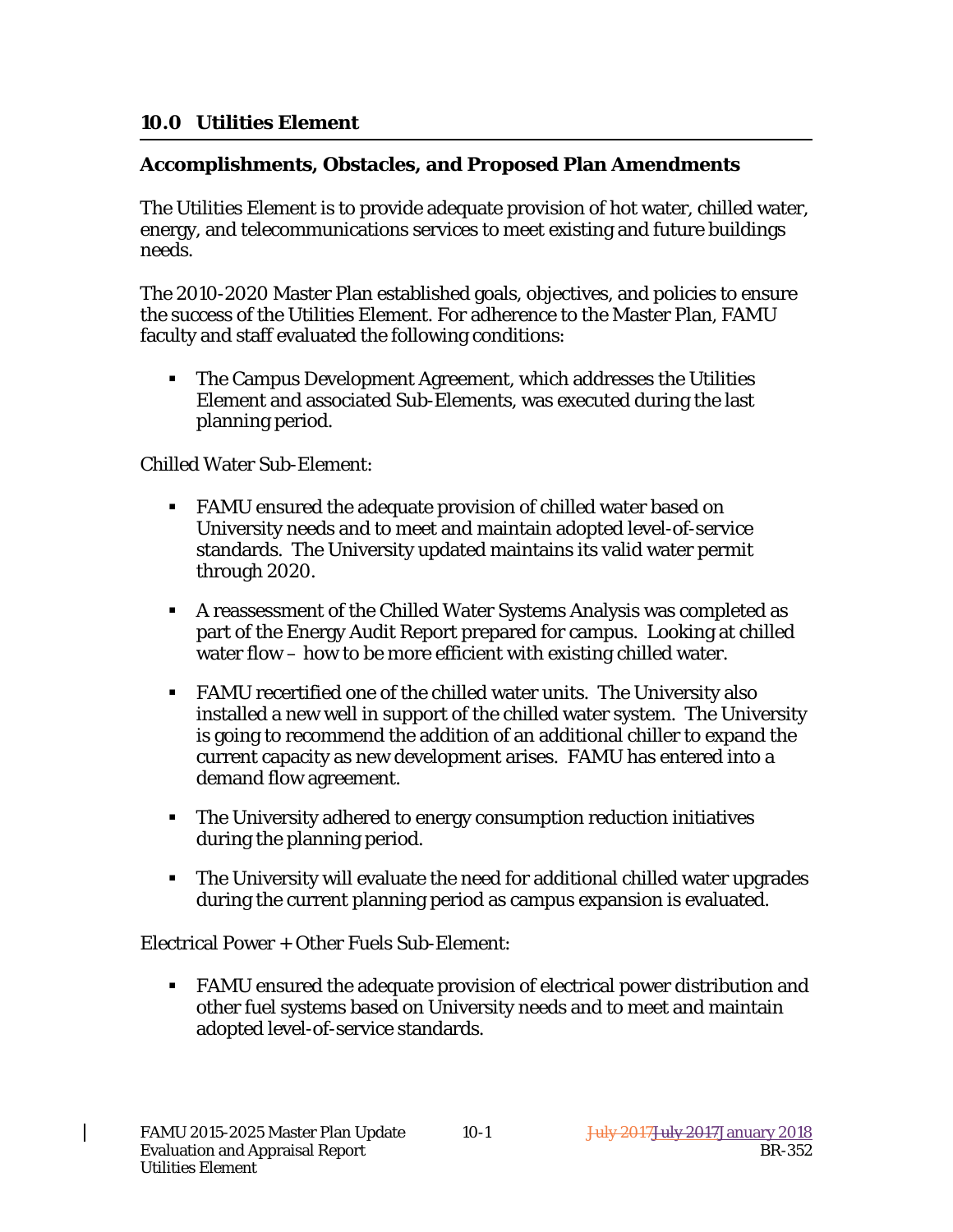## 10.0 Utilities Element

### Accomplishments, Obstacles, and Proposed Plan Amendments

The Utilities Element is to provide adequate provision of hot water, chilled water, energy, and telecommunications services to meet existing and future buildings needs.

The 2010-2020 Master Plan established goals, objectives, and policies to ensure the success of the Utilities Element. For adherence to the Master Plan, FAMU faculty and staff evaluated the following conditions:

- The Campus Development Agreement, which addresses the Utilities Element and associated Sub-Elements, was executed during the last planning period.

Chilled Water Sub-Element:

- FAMU ensured the adequate provision of chilled water based on University needs and to meet and maintain adopted level-of-service standards. The University updated maintains its valid water permit through 2020.
- A reassessment of the Chilled Water Systems Analysis was completed as part of the Energy Audit Report prepared for campus. Looking at chilled water flow – how to be more efficient with existing chilled water.
- FAMU recertified one of the chilled water units. The University also installed a new well in support of the chilled water system. The University is going to recommend the addition of an additional chiller to expand the current capacity as new development arises. FAMU has entered into a demand flow agreement.
- The University adhered to energy consumption reduction initiatives during the planning period.
- The University will evaluate the need for additional chilled water upgrades during the current planning period as campus expansion is evaluated.

Electrical Power + Other Fuels Sub-Element:

- FAMU ensured the adequate provision of electrical power distribution and other fuel systems based on University needs and to meet and maintain adopted level-of-service standards.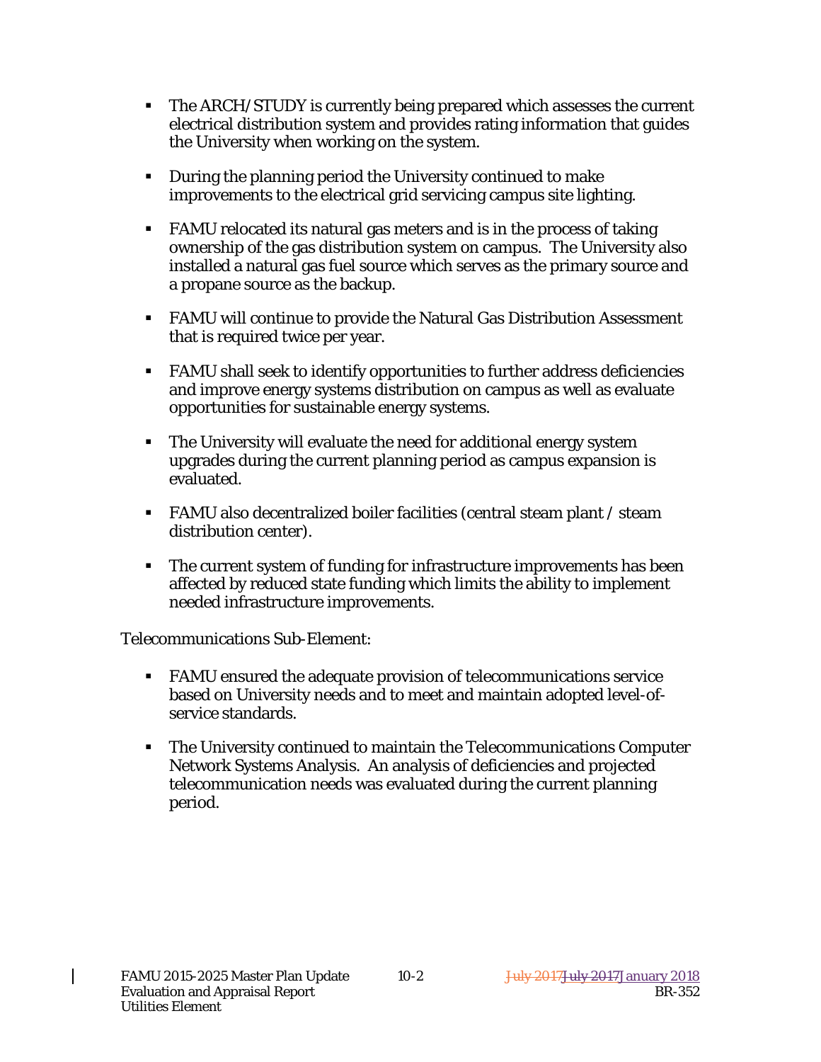- The ARCH/STUDY is currently being prepared which assesses the current electrical distribution system and provides rating information that guides the University when working on the system.

- During the planning period the University continued to make improvements to the electrical grid servicing campus site lighting.

- FAMU relocated its natural gas meters and is in the process of taking ownership of the gas distribution system on campus. The University also installed a natural gas fuel source which serves as the primary source and a propane source as the backup.

- FAMU will continue to provide the Natural Gas Distribution Assessment that is required twice per year.

- FAMU shall seek to identify opportunities to further address deficiencies and improve energy systems distribution on campus as well as evaluate opportunities for sustainable energy systems.

- The University will evaluate the need for additional energy system upgrades during the current planning period as campus expansion is evaluated.

- FAMU also decentralized boiler facilities (central steam plant / steam distribution center).

- The current system of funding for infrastructure improvements has been affected by reduced state funding which limits the ability to implement needed infrastructure improvements.

Telecommunications Sub-Element:

- FAMU ensured the adequate provision of telecommunications service based on University needs and to meet and maintain adopted level-of-service standards.

- The University continued to maintain the Telecommunications Computer Network Systems Analysis. An analysis of deficiencies and projected telecommunication needs was evaluated during the current planning period.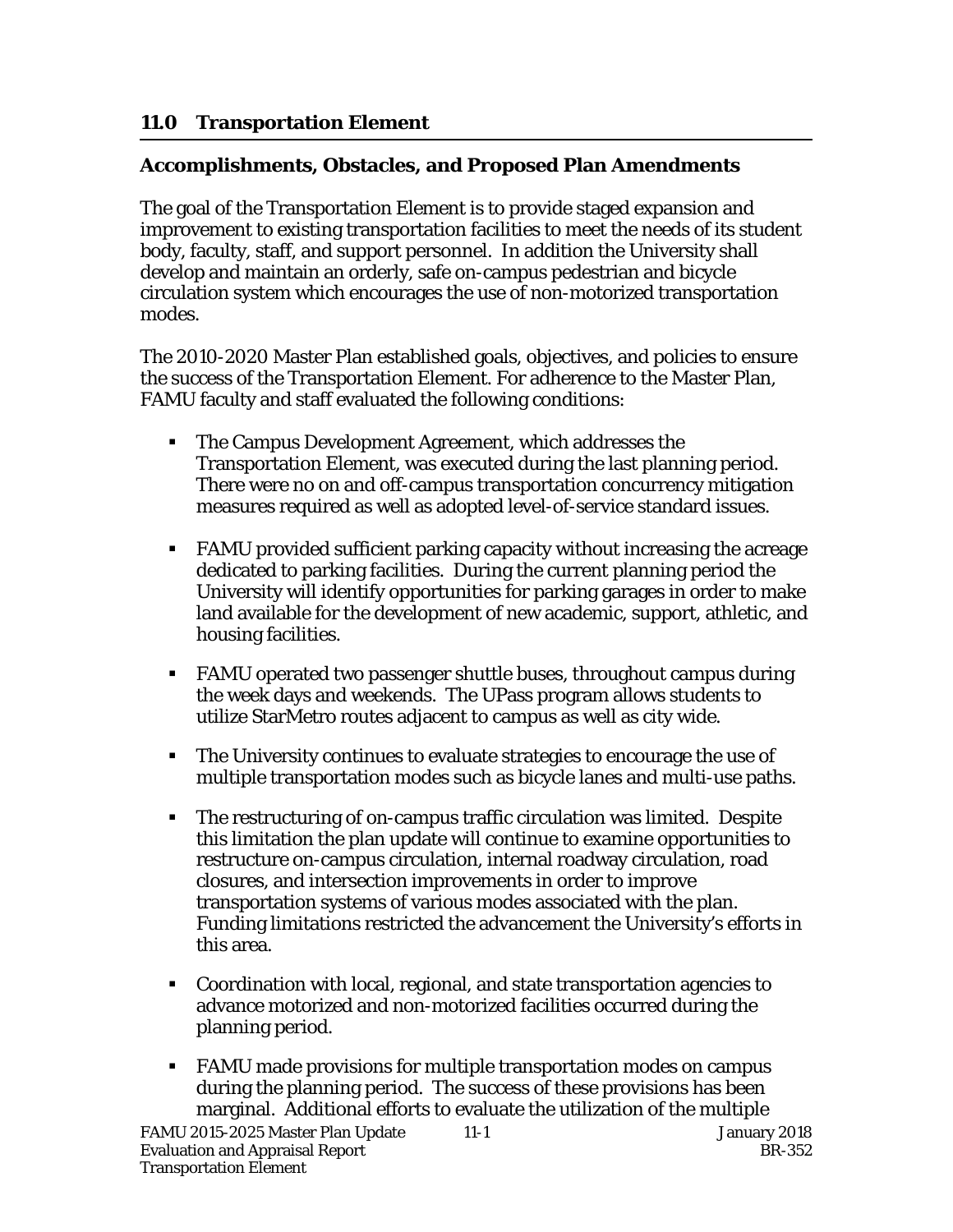## 11.0 Transportation Element

### Accomplishments, Obstacles, and Proposed Plan Amendments

The goal of the Transportation Element is to provide staged expansion and improvement to existing transportation facilities to meet the needs of its student body, faculty, staff, and support personnel. In addition the University shall develop and maintain an orderly, safe on-campus pedestrian and bicycle circulation system which encourages the use of non-motorized transportation modes.

The 2010-2020 Master Plan established goals, objectives, and policies to ensure the success of the Transportation Element. For adherence to the Master Plan, FAMU faculty and staff evaluated the following conditions:

- The Campus Development Agreement, which addresses the Transportation Element, was executed during the last planning period. There were no on and off-campus transportation concurrency mitigation measures required as well as adopted level-of-service standard issues.

- FAMU provided sufficient parking capacity without increasing the acreage dedicated to parking facilities. During the current planning period the University will identify opportunities for parking garages in order to make land available for the development of new academic, support, athletic, and housing facilities.

- FAMU operated two passenger shuttle buses, throughout campus during the week days and weekends. The UPass program allows students to utilize StarMetro routes adjacent to campus as well as city wide.

- The University continues to evaluate strategies to encourage the use of multiple transportation modes such as bicycle lanes and multi-use paths.

- The restructuring of on-campus traffic circulation was limited. Despite this limitation the plan update will continue to examine opportunities to restructure on-campus circulation, internal roadway circulation, road closures, and intersection improvements in order to improve transportation systems of various modes associated with the plan. Funding limitations restricted the advancement the University's efforts in this area.

- Coordination with local, regional, and state transportation agencies to advance motorized and non-motorized facilities occurred during the planning period.

- FAMU made provisions for multiple transportation modes on campus during the planning period. The success of these provisions has been marginal. Additional efforts to evaluate the utilization of the multiple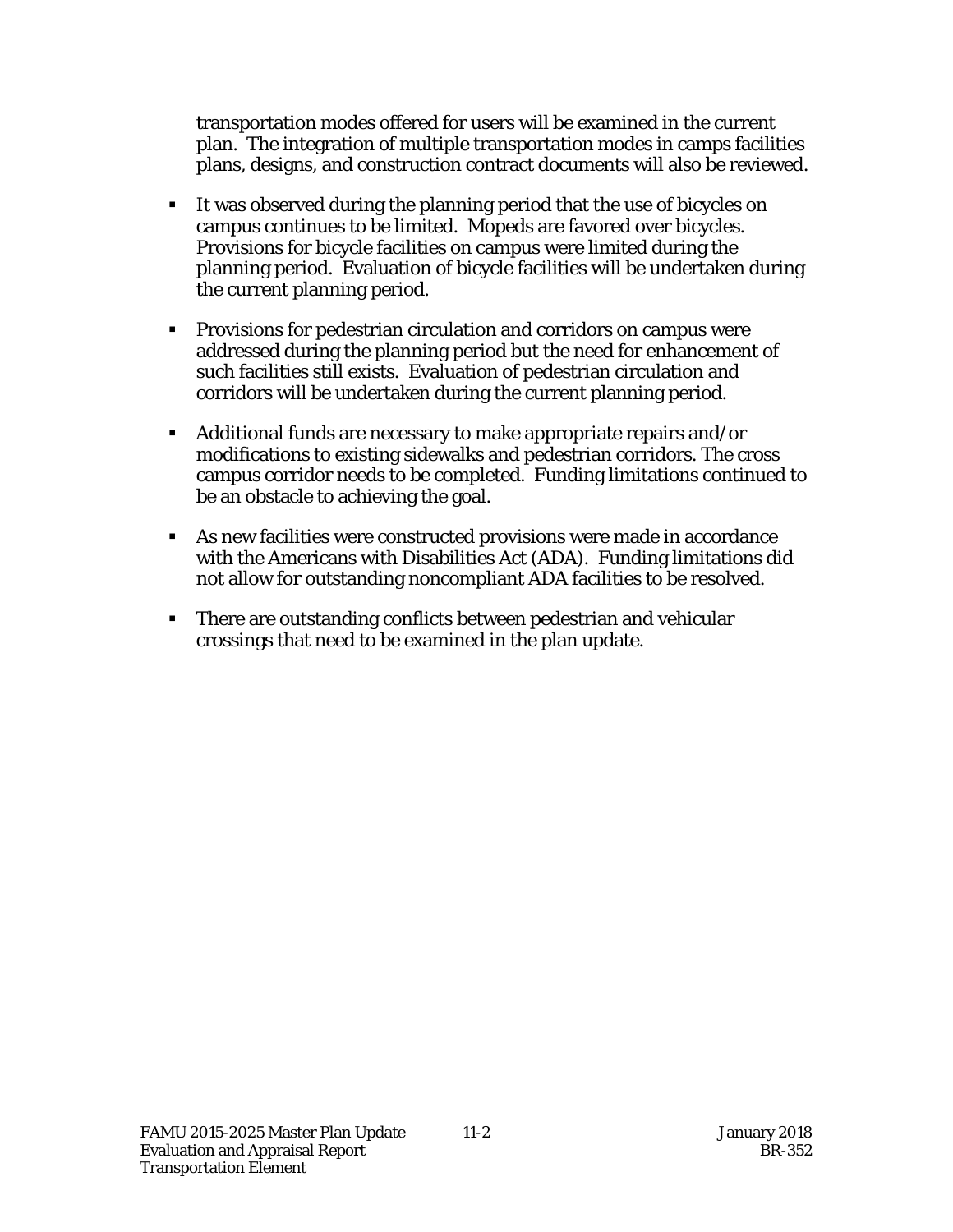transportation modes offered for users will be examined in the current plan. The integration of multiple transportation modes in camps facilities plans, designs, and construction contract documents will also be reviewed.

- It was observed during the planning period that the use of bicycles on campus continues to be limited. Mopeds are favored over bicycles. Provisions for bicycle facilities on campus were limited during the planning period. Evaluation of bicycle facilities will be undertaken during the current planning period.

- Provisions for pedestrian circulation and corridors on campus were addressed during the planning period but the need for enhancement of such facilities still exists. Evaluation of pedestrian circulation and corridors will be undertaken during the current planning period.

- Additional funds are necessary to make appropriate repairs and/or modifications to existing sidewalks and pedestrian corridors. The cross campus corridor needs to be completed. Funding limitations continued to be an obstacle to achieving the goal.

- As new facilities were constructed provisions were made in accordance with the Americans with Disabilities Act (ADA). Funding limitations did not allow for outstanding noncompliant ADA facilities to be resolved.

- There are outstanding conflicts between pedestrian and vehicular crossings that need to be examined in the plan update.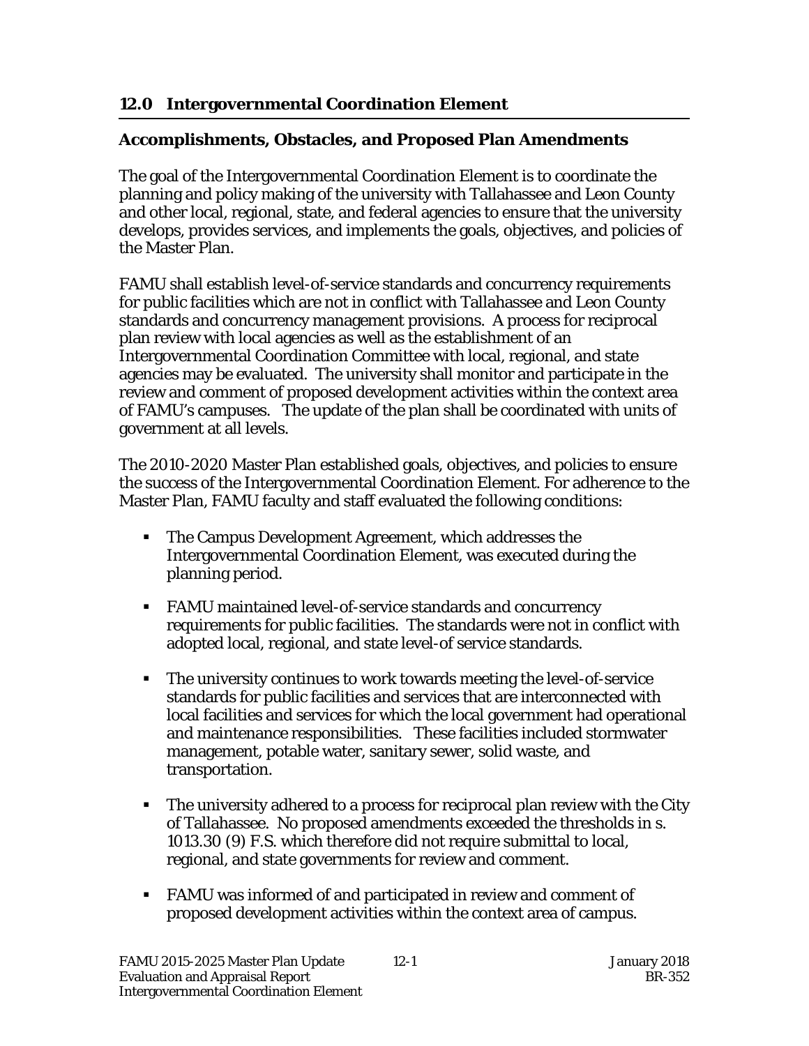## 12.0 Intergovernmental Coordination Element

### Accomplishments, Obstacles, and Proposed Plan Amendments

The goal of the Intergovernmental Coordination Element is to coordinate the planning and policy making of the university with Tallahassee and Leon County and other local, regional, state, and federal agencies to ensure that the university develops, provides services, and implements the goals, objectives, and policies of the Master Plan.

FAMU shall establish level-of-service standards and concurrency requirements for public facilities which are not in conflict with Tallahassee and Leon County standards and concurrency management provisions. A process for reciprocal plan review with local agencies as well as the establishment of an Intergovernmental Coordination Committee with local, regional, and state agencies may be evaluated. The university shall monitor and participate in the review and comment of proposed development activities within the context area of FAMU's campuses. The update of the plan shall be coordinated with units of government at all levels.

The 2010-2020 Master Plan established goals, objectives, and policies to ensure the success of the Intergovernmental Coordination Element. For adherence to the Master Plan, FAMU faculty and staff evaluated the following conditions:

- The Campus Development Agreement, which addresses the Intergovernmental Coordination Element, was executed during the planning period.
- FAMU maintained level-of-service standards and concurrency requirements for public facilities. The standards were not in conflict with adopted local, regional, and state level-of service standards.
- The university continues to work towards meeting the level-of-service standards for public facilities and services that are interconnected with local facilities and services for which the local government had operational and maintenance responsibilities. These facilities included stormwater management, potable water, sanitary sewer, solid waste, and transportation.
- The university adhered to a process for reciprocal plan review with the City of Tallahassee. No proposed amendments exceeded the thresholds in s. 1013.30 (9) F.S. which therefore did not require submittal to local, regional, and state governments for review and comment.
- FAMU was informed of and participated in review and comment of proposed development activities within the context area of campus.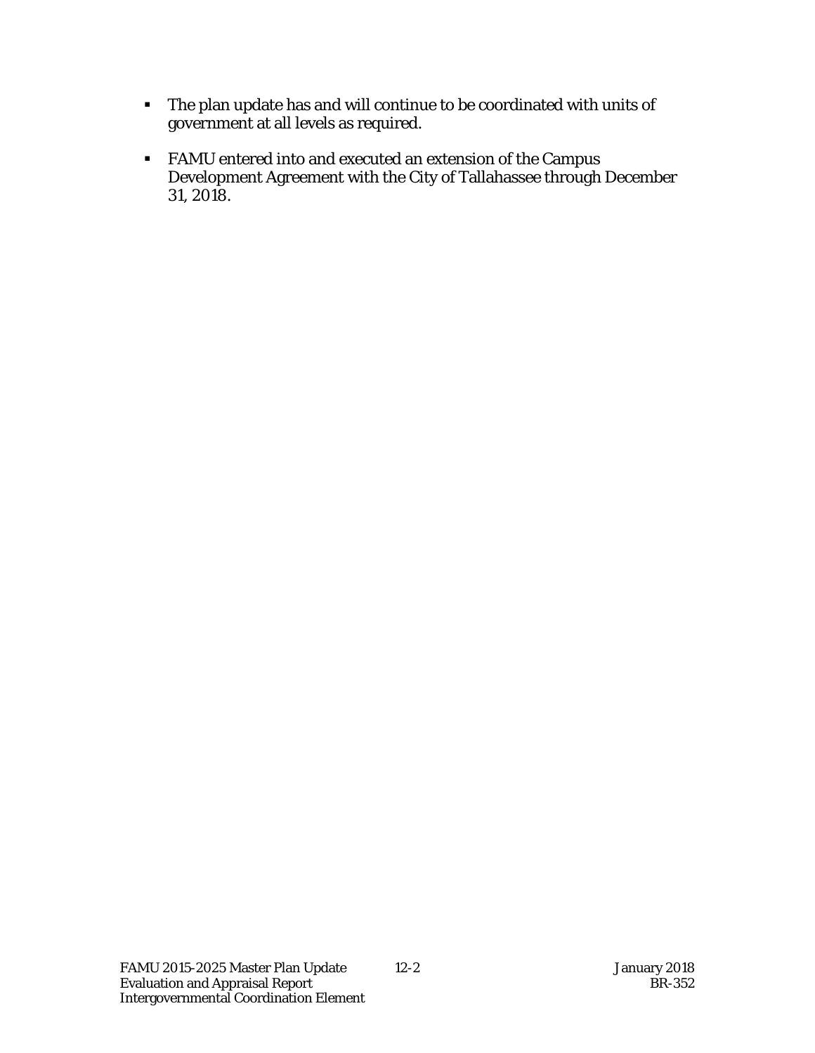- The plan update has and will continue to be coordinated with units of government at all levels as required.

- FAMU entered into and executed an extension of the Campus Development Agreement with the City of Tallahassee through December 31, 2018.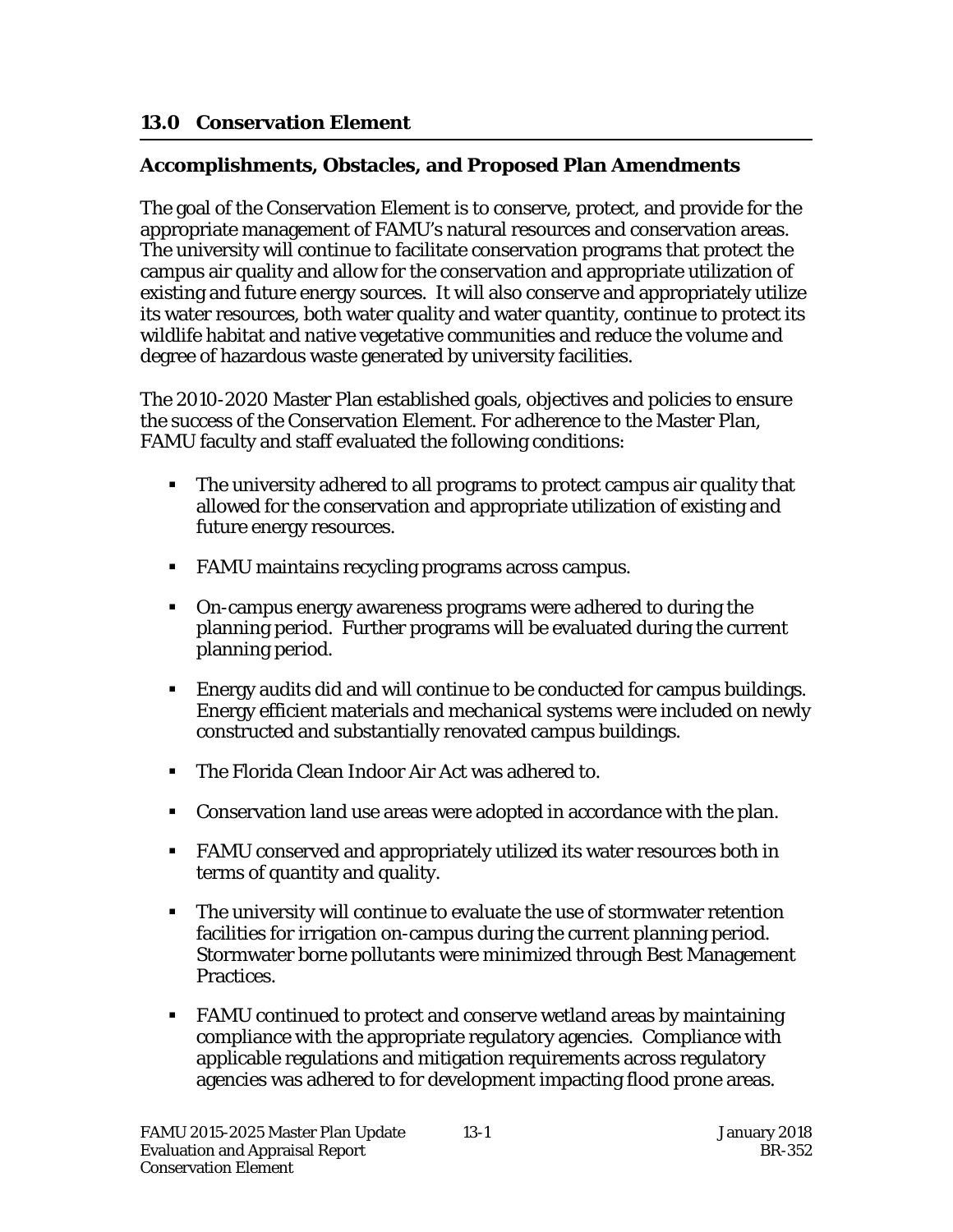## 13.0 Conservation Element

### Accomplishments, Obstacles, and Proposed Plan Amendments

The goal of the Conservation Element is to conserve, protect, and provide for the appropriate management of FAMU's natural resources and conservation areas. The university will continue to facilitate conservation programs that protect the campus air quality and allow for the conservation and appropriate utilization of existing and future energy sources. It will also conserve and appropriately utilize its water resources, both water quality and water quantity, continue to protect its wildlife habitat and native vegetative communities and reduce the volume and degree of hazardous waste generated by university facilities.

The 2010-2020 Master Plan established goals, objectives and policies to ensure the success of the Conservation Element. For adherence to the Master Plan, FAMU faculty and staff evaluated the following conditions:

- The university adhered to all programs to protect campus air quality that allowed for the conservation and appropriate utilization of existing and future energy resources.
- FAMU maintains recycling programs across campus.
- On-campus energy awareness programs were adhered to during the planning period. Further programs will be evaluated during the current planning period.
- Energy audits did and will continue to be conducted for campus buildings. Energy efficient materials and mechanical systems were included on newly constructed and substantially renovated campus buildings.
- The Florida Clean Indoor Air Act was adhered to.
- Conservation land use areas were adopted in accordance with the plan.
- FAMU conserved and appropriately utilized its water resources both in terms of quantity and quality.
- The university will continue to evaluate the use of stormwater retention facilities for irrigation on-campus during the current planning period. Stormwater borne pollutants were minimized through Best Management Practices.
- FAMU continued to protect and conserve wetland areas by maintaining compliance with the appropriate regulatory agencies. Compliance with applicable regulations and mitigation requirements across regulatory agencies was adhered to for development impacting flood prone areas.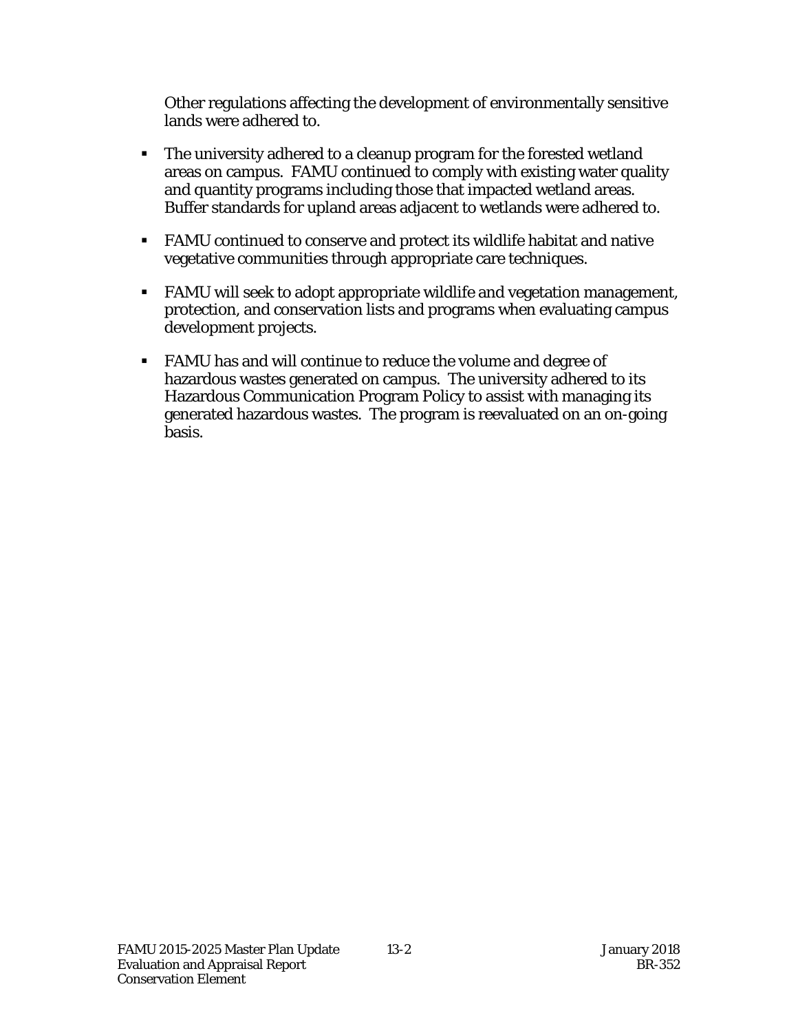Other regulations affecting the development of environmentally sensitive lands were adhered to.

- The university adhered to a cleanup program for the forested wetland areas on campus. FAMU continued to comply with existing water quality and quantity programs including those that impacted wetland areas. Buffer standards for upland areas adjacent to wetlands were adhered to.

- FAMU continued to conserve and protect its wildlife habitat and native vegetative communities through appropriate care techniques.

- FAMU will seek to adopt appropriate wildlife and vegetation management, protection, and conservation lists and programs when evaluating campus development projects.

- FAMU has and will continue to reduce the volume and degree of hazardous wastes generated on campus. The university adhered to its Hazardous Communication Program Policy to assist with managing its generated hazardous wastes. The program is reevaluated on an on-going basis.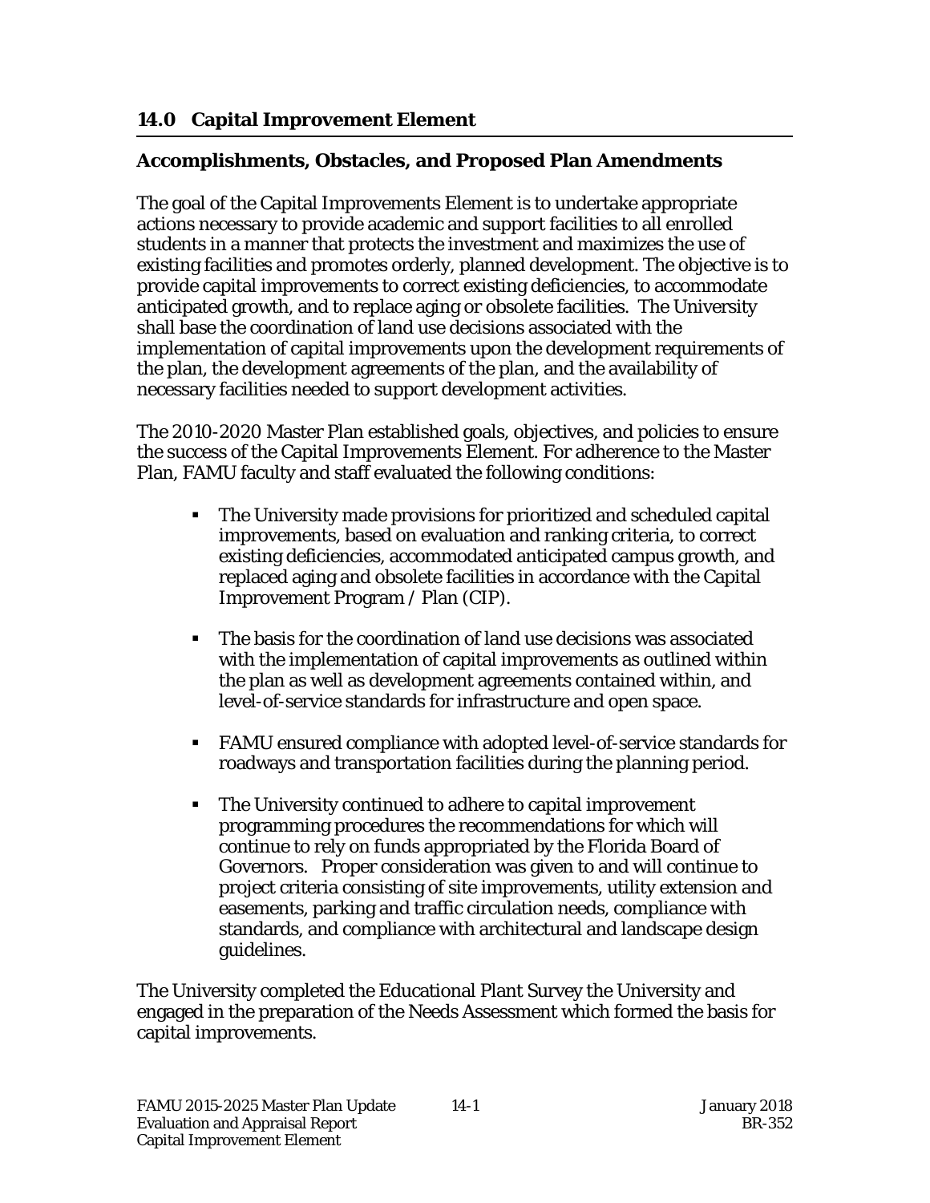## 14.0 Capital Improvement Element

### Accomplishments, Obstacles, and Proposed Plan Amendments

The goal of the Capital Improvements Element is to undertake appropriate actions necessary to provide academic and support facilities to all enrolled students in a manner that protects the investment and maximizes the use of existing facilities and promotes orderly, planned development. The objective is to provide capital improvements to correct existing deficiencies, to accommodate anticipated growth, and to replace aging or obsolete facilities. The University shall base the coordination of land use decisions associated with the implementation of capital improvements upon the development requirements of the plan, the development agreements of the plan, and the availability of necessary facilities needed to support development activities.

The 2010-2020 Master Plan established goals, objectives, and policies to ensure the success of the Capital Improvements Element. For adherence to the Master Plan, FAMU faculty and staff evaluated the following conditions:

- The University made provisions for prioritized and scheduled capital improvements, based on evaluation and ranking criteria, to correct existing deficiencies, accommodated anticipated campus growth, and replaced aging and obsolete facilities in accordance with the Capital Improvement Program / Plan (CIP).

- The basis for the coordination of land use decisions was associated with the implementation of capital improvements as outlined within the plan as well as development agreements contained within, and level-of-service standards for infrastructure and open space.

- FAMU ensured compliance with adopted level-of-service standards for roadways and transportation facilities during the planning period.

- The University continued to adhere to capital improvement programming procedures the recommendations for which will continue to rely on funds appropriated by the Florida Board of Governors. Proper consideration was given to and will continue to project criteria consisting of site improvements, utility extension and easements, parking and traffic circulation needs, compliance with standards, and compliance with architectural and landscape design guidelines.

The University completed the Educational Plant Survey the University and engaged in the preparation of the Needs Assessment which formed the basis for capital improvements.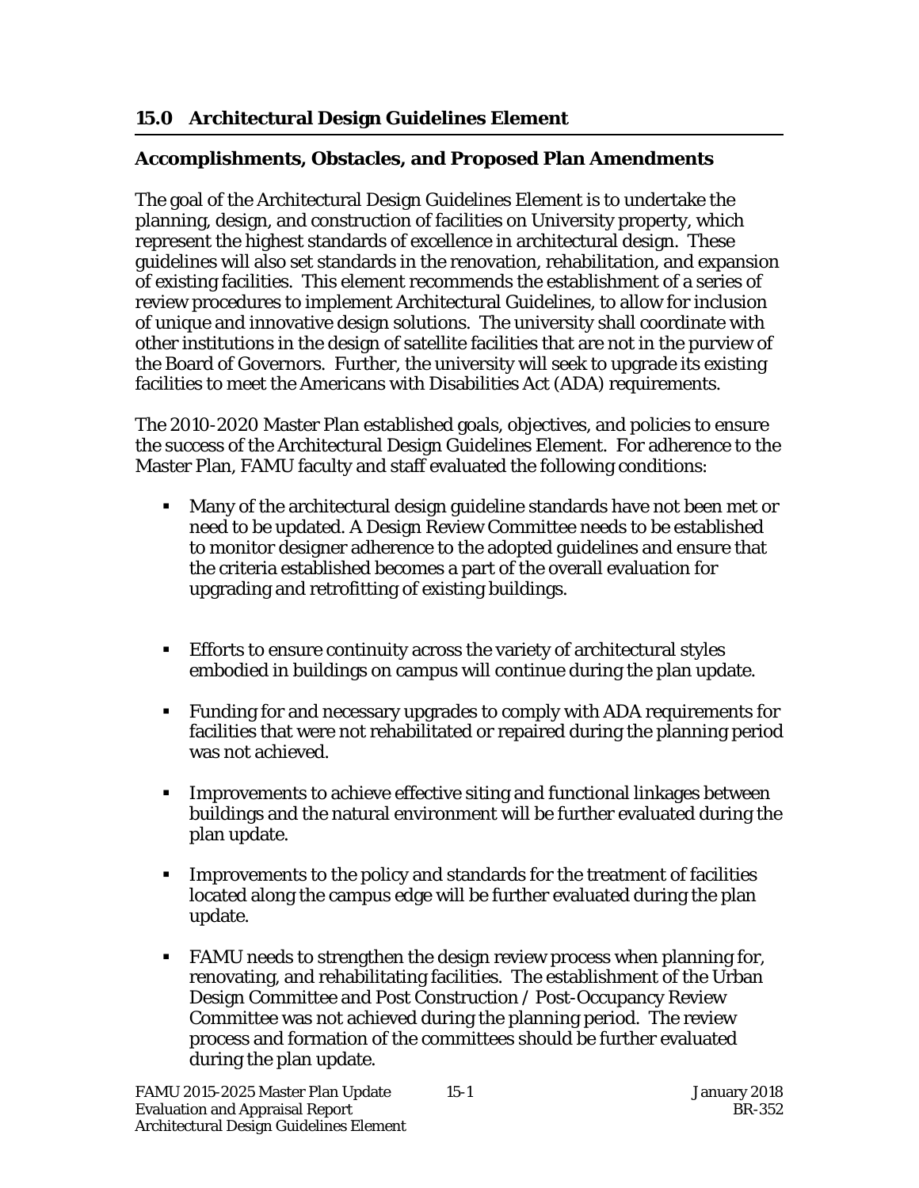## 15.0 Architectural Design Guidelines Element

### Accomplishments, Obstacles, and Proposed Plan Amendments

The goal of the Architectural Design Guidelines Element is to undertake the planning, design, and construction of facilities on University property, which represent the highest standards of excellence in architectural design. These guidelines will also set standards in the renovation, rehabilitation, and expansion of existing facilities. This element recommends the establishment of a series of review procedures to implement Architectural Guidelines, to allow for inclusion of unique and innovative design solutions. The university shall coordinate with other institutions in the design of satellite facilities that are not in the purview of the Board of Governors. Further, the university will seek to upgrade its existing facilities to meet the Americans with Disabilities Act (ADA) requirements.

The 2010-2020 Master Plan established goals, objectives, and policies to ensure the success of the Architectural Design Guidelines Element. For adherence to the Master Plan, FAMU faculty and staff evaluated the following conditions:

- Many of the architectural design guideline standards have not been met or need to be updated. A Design Review Committee needs to be established to monitor designer adherence to the adopted guidelines and ensure that the criteria established becomes a part of the overall evaluation for upgrading and retrofitting of existing buildings.
- Efforts to ensure continuity across the variety of architectural styles embodied in buildings on campus will continue during the plan update.
- Funding for and necessary upgrades to comply with ADA requirements for facilities that were not rehabilitated or repaired during the planning period was not achieved.
- Improvements to achieve effective siting and functional linkages between buildings and the natural environment will be further evaluated during the plan update.
- Improvements to the policy and standards for the treatment of facilities located along the campus edge will be further evaluated during the plan update.
- FAMU needs to strengthen the design review process when planning for, renovating, and rehabilitating facilities. The establishment of the Urban Design Committee and Post Construction / Post-Occupancy Review Committee was not achieved during the planning period. The review process and formation of the committees should be further evaluated during the plan update.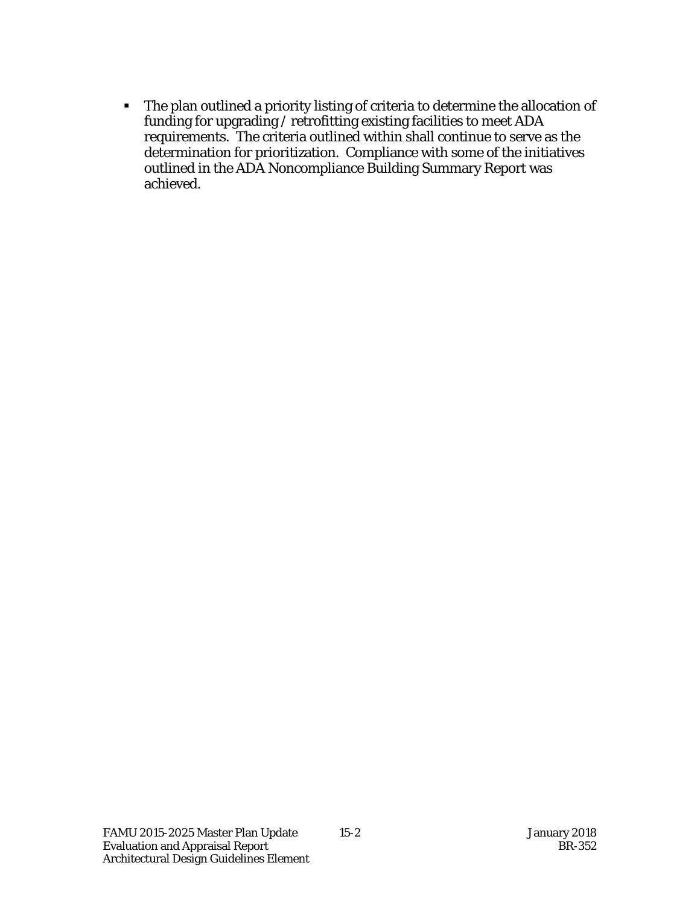- The plan outlined a priority listing of criteria to determine the allocation of funding for upgrading / retrofitting existing facilities to meet ADA requirements. The criteria outlined within shall continue to serve as the determination for prioritization. Compliance with some of the initiatives outlined in the ADA Noncompliance Building Summary Report was achieved.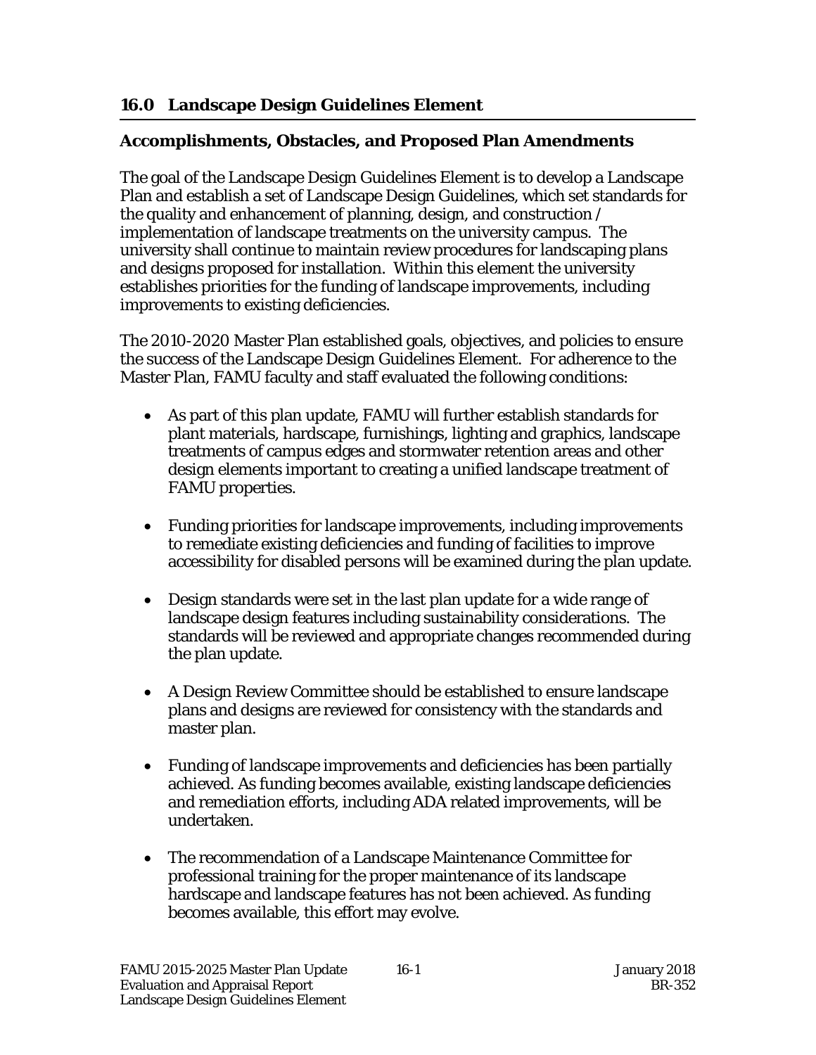## 16.0 Landscape Design Guidelines Element

### Accomplishments, Obstacles, and Proposed Plan Amendments

The goal of the Landscape Design Guidelines Element is to develop a Landscape Plan and establish a set of Landscape Design Guidelines, which set standards for the quality and enhancement of planning, design, and construction / implementation of landscape treatments on the university campus. The university shall continue to maintain review procedures for landscaping plans and designs proposed for installation. Within this element the university establishes priorities for the funding of landscape improvements, including improvements to existing deficiencies.

The 2010-2020 Master Plan established goals, objectives, and policies to ensure the success of the Landscape Design Guidelines Element. For adherence to the Master Plan, FAMU faculty and staff evaluated the following conditions:

- As part of this plan update, FAMU will further establish standards for plant materials, hardscape, furnishings, lighting and graphics, landscape treatments of campus edges and stormwater retention areas and other design elements important to creating a unified landscape treatment of FAMU properties.

- Funding priorities for landscape improvements, including improvements to remediate existing deficiencies and funding of facilities to improve accessibility for disabled persons will be examined during the plan update.

- Design standards were set in the last plan update for a wide range of landscape design features including sustainability considerations. The standards will be reviewed and appropriate changes recommended during the plan update.

- A Design Review Committee should be established to ensure landscape plans and designs are reviewed for consistency with the standards and master plan.

- Funding of landscape improvements and deficiencies has been partially achieved. As funding becomes available, existing landscape deficiencies and remediation efforts, including ADA related improvements, will be undertaken.

- The recommendation of a Landscape Maintenance Committee for professional training for the proper maintenance of its landscape hardscape and landscape features has not been achieved. As funding becomes available, this effort may evolve.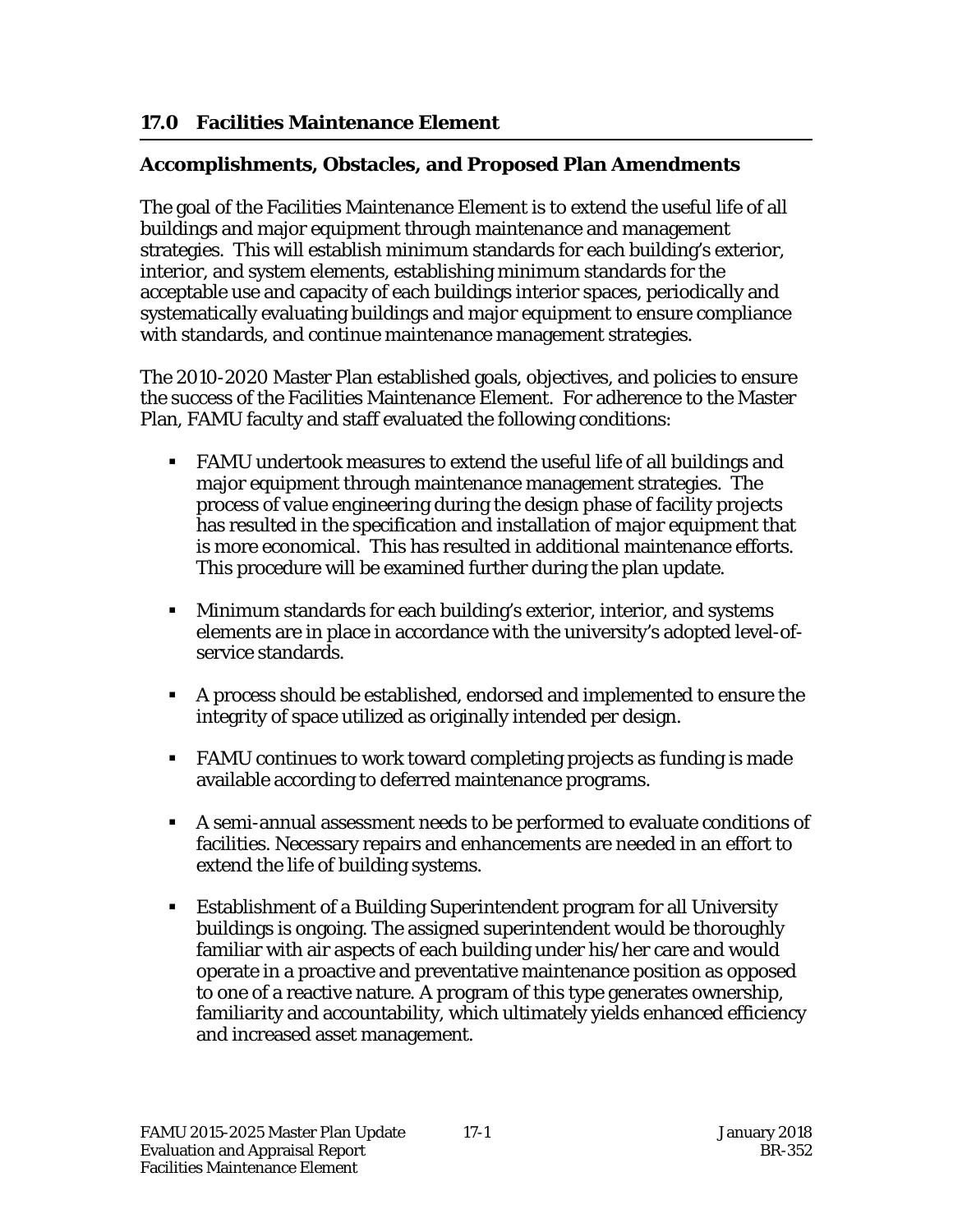## 17.0 Facilities Maintenance Element

### Accomplishments, Obstacles, and Proposed Plan Amendments

The goal of the Facilities Maintenance Element is to extend the useful life of all buildings and major equipment through maintenance and management strategies. This will establish minimum standards for each building's exterior, interior, and system elements, establishing minimum standards for the acceptable use and capacity of each buildings interior spaces, periodically and systematically evaluating buildings and major equipment to ensure compliance with standards, and continue maintenance management strategies.

The 2010-2020 Master Plan established goals, objectives, and policies to ensure the success of the Facilities Maintenance Element. For adherence to the Master Plan, FAMU faculty and staff evaluated the following conditions:

- FAMU undertook measures to extend the useful life of all buildings and major equipment through maintenance management strategies. The process of value engineering during the design phase of facility projects has resulted in the specification and installation of major equipment that is more economical. This has resulted in additional maintenance efforts. This procedure will be examined further during the plan update.
- Minimum standards for each building's exterior, interior, and systems elements are in place in accordance with the university's adopted level-of-service standards.
- A process should be established, endorsed and implemented to ensure the integrity of space utilized as originally intended per design.
- FAMU continues to work toward completing projects as funding is made available according to deferred maintenance programs.
- A semi-annual assessment needs to be performed to evaluate conditions of facilities. Necessary repairs and enhancements are needed in an effort to extend the life of building systems.
- Establishment of a Building Superintendent program for all University buildings is ongoing. The assigned superintendent would be thoroughly familiar with air aspects of each building under his/her care and would operate in a proactive and preventative maintenance position as opposed to one of a reactive nature. A program of this type generates ownership, familiarity and accountability, which ultimately yields enhanced efficiency and increased asset management.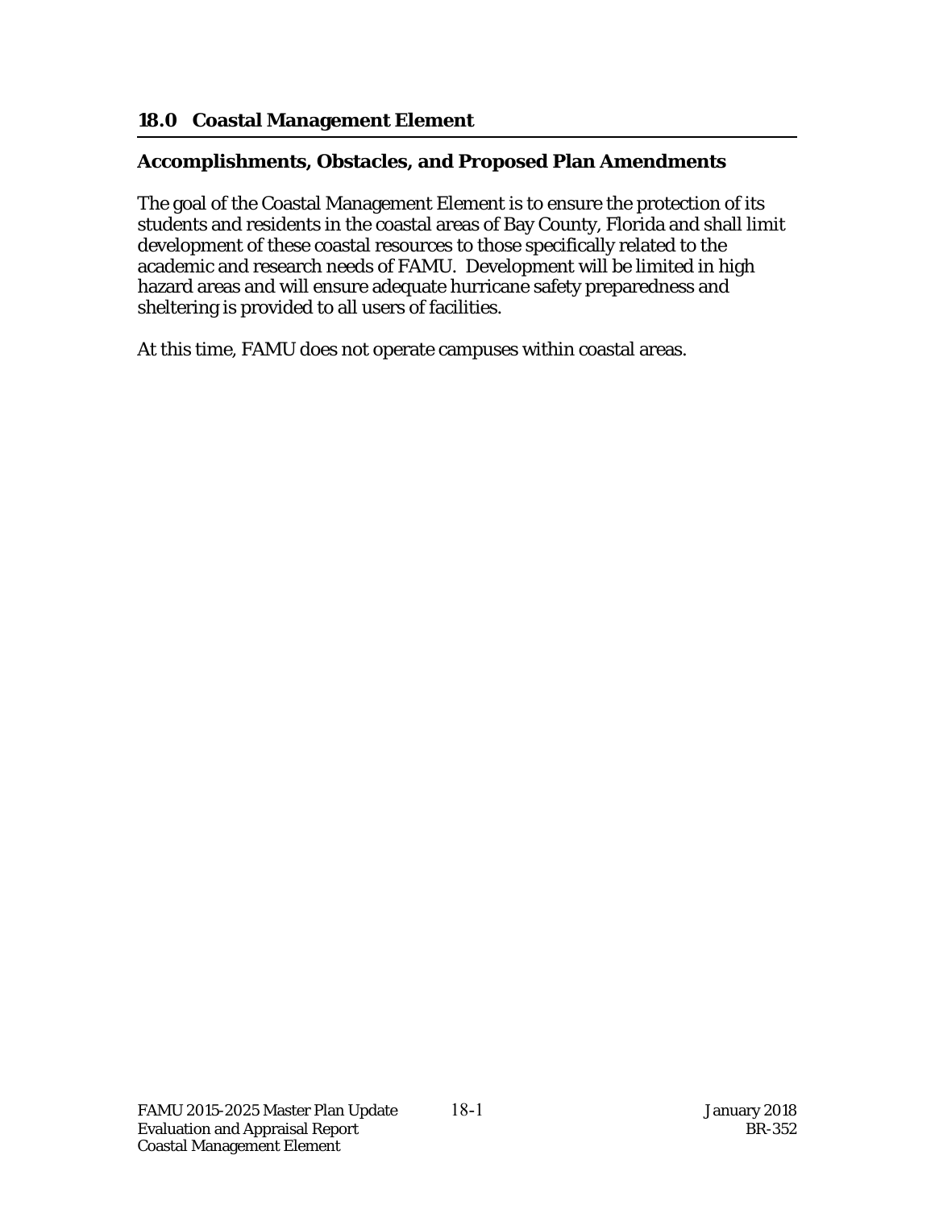## 18.0 Coastal Management Element

### Accomplishments, Obstacles, and Proposed Plan Amendments

The goal of the Coastal Management Element is to ensure the protection of its students and residents in the coastal areas of Bay County, Florida and shall limit development of these coastal resources to those specifically related to the academic and research needs of FAMU. Development will be limited in high hazard areas and will ensure adequate hurricane safety preparedness and sheltering is provided to all users of facilities.

At this time, FAMU does not operate campuses within coastal areas.